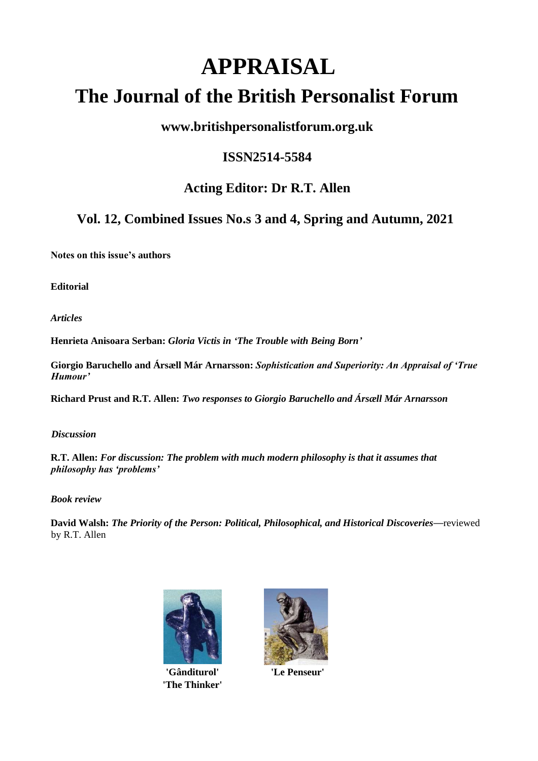# APPRAISAL

# The Journal of the British Personalist Forum

**www.britishpersonalistforum.org.uk**

**ISSN2514-5584**

**Acting Editor: Dr R.T. Allen**

## Vol. 12, Combined Issues No.s 3 and 4, Spring and Autumn, 2021

**Notes on this issue's authors**

**Editorial**

***Articles***

**Henrieta Anisoara Serban:** ***Gloria Victis in 'The Trouble with Being Born'***

**Giorgio Baruchello and Ársæll Már Arnarsson:** ***Sophistication and Superiority: An Appraisal of 'True Humour'***

**Richard Prust and R.T. Allen:** ***Two responses to Giorgio Baruchello and Ársæll Már Arnarsson***

***Discussion***

**R.T. Allen:** ***For discussion: The problem with much modern philosophy is that it assumes that philosophy has 'problems'***

***Book review***

**David Walsh:** ***The Priority of the Person: Political, Philosophical, and Historical Discoveries*****—**reviewed by R.T. Allen

**'Gânditurol'**
**'The Thinker'**

**'Le Penseur'**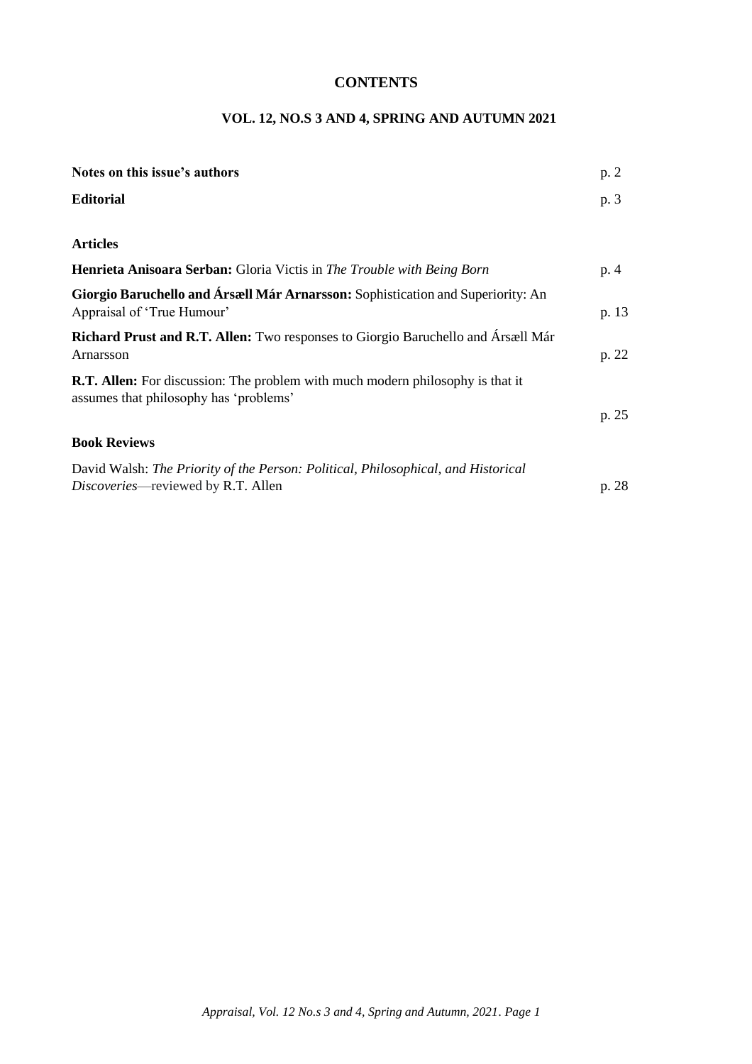# CONTENTS

## VOL. 12, NO.S 3 AND 4, SPRING AND AUTUMN 2021

| | |
|---|---|
| **Notes on this issue's authors** | p. 2 |
| **Editorial** | p. 3 |

**Articles**

| | |
|---|---|
| **Henrieta Anisoara Serban:** Gloria Victis in *The Trouble with Being Born* | p. 4 |
| **Giorgio Baruchello and Ársæll Már Arnarsson:** Sophistication and Superiority: An Appraisal of 'True Humour' | p. 13 |
| **Richard Prust and R.T. Allen:** Two responses to Giorgio Baruchello and Ársæll Már Arnarsson | p. 22 |
| **R.T. Allen:** For discussion: The problem with much modern philosophy is that it assumes that philosophy has 'problems' | p. 25 |

**Book Reviews**

| | |
|---|---|
| David Walsh: *The Priority of the Person: Political, Philosophical, and Historical Discoveries*—reviewed by R.T. Allen | p. 28 |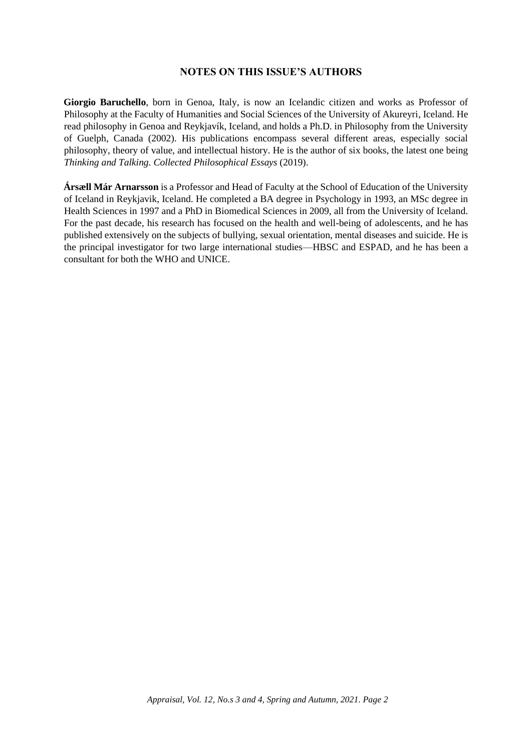## NOTES ON THIS ISSUE'S AUTHORS

**Giorgio Baruchello**, born in Genoa, Italy, is now an Icelandic citizen and works as Professor of Philosophy at the Faculty of Humanities and Social Sciences of the University of Akureyri, Iceland. He read philosophy in Genoa and Reykjavík, Iceland, and holds a Ph.D. in Philosophy from the University of Guelph, Canada (2002). His publications encompass several different areas, especially social philosophy, theory of value, and intellectual history. He is the author of six books, the latest one being *Thinking and Talking. Collected Philosophical Essays* (2019).

**Ársæll Már Arnarsson** is a Professor and Head of Faculty at the School of Education of the University of Iceland in Reykjavik, Iceland. He completed a BA degree in Psychology in 1993, an MSc degree in Health Sciences in 1997 and a PhD in Biomedical Sciences in 2009, all from the University of Iceland. For the past decade, his research has focused on the health and well-being of adolescents, and he has published extensively on the subjects of bullying, sexual orientation, mental diseases and suicide. He is the principal investigator for two large international studies—HBSC and ESPAD, and he has been a consultant for both the WHO and UNICE.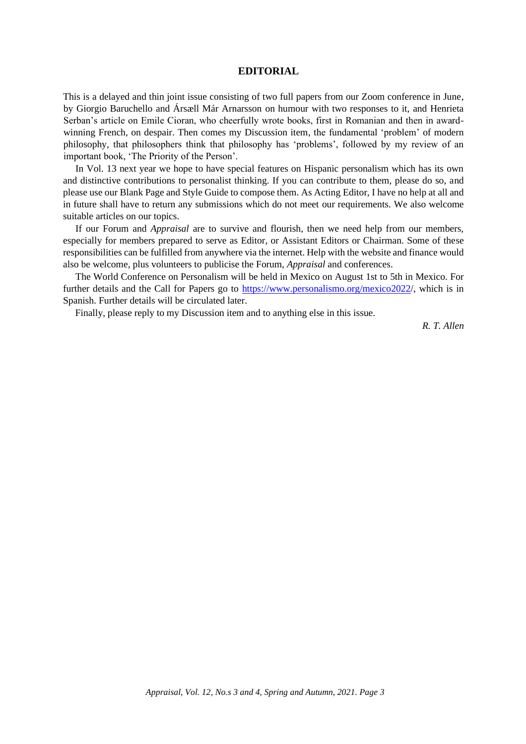# EDITORIAL

This is a delayed and thin joint issue consisting of two full papers from our Zoom conference in June, by Giorgio Baruchello and Ársæll Már Arnarsson on humour with two responses to it, and Henrieta Serban's article on Emile Cioran, who cheerfully wrote books, first in Romanian and then in award-winning French, on despair. Then comes my Discussion item, the fundamental 'problem' of modern philosophy, that philosophers think that philosophy has 'problems', followed by my review of an important book, 'The Priority of the Person'.

In Vol. 13 next year we hope to have special features on Hispanic personalism which has its own and distinctive contributions to personalist thinking. If you can contribute to them, please do so, and please use our Blank Page and Style Guide to compose them. As Acting Editor, I have no help at all and in future shall have to return any submissions which do not meet our requirements. We also welcome suitable articles on our topics.

If our Forum and *Appraisal* are to survive and flourish, then we need help from our members, especially for members prepared to serve as Editor, or Assistant Editors or Chairman. Some of these responsibilities can be fulfilled from anywhere via the internet. Help with the website and finance would also be welcome, plus volunteers to publicise the Forum, *Appraisal* and conferences.

The World Conference on Personalism will be held in Mexico on August 1st to 5th in Mexico. For further details and the Call for Papers go to https://www.personalismo.org/mexico2022/, which is in Spanish. Further details will be circulated later.

Finally, please reply to my Discussion item and to anything else in this issue.

*R. T. Allen*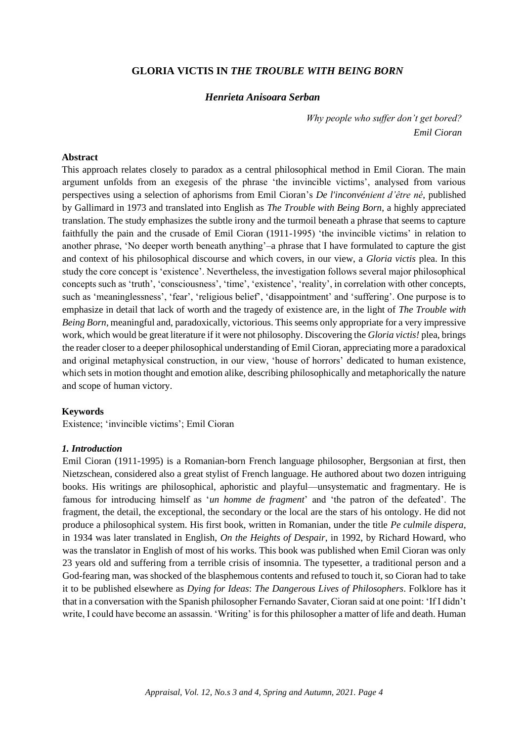# GLORIA VICTIS IN *THE TROUBLE WITH BEING BORN*

### *Henrieta Anisoara Serban*

> *Why people who suffer don't get bored?*
> *Emil Cioran*

**Abstract**

This approach relates closely to paradox as a central philosophical method in Emil Cioran. The main argument unfolds from an exegesis of the phrase 'the invincible victims', analysed from various perspectives using a selection of aphorisms from Emil Cioran's *De l'inconvénient d'être né*, published by Gallimard in 1973 and translated into English as *The Trouble with Being Born*, a highly appreciated translation. The study emphasizes the subtle irony and the turmoil beneath a phrase that seems to capture faithfully the pain and the crusade of Emil Cioran (1911-1995) 'the invincible victims' in relation to another phrase, 'No deeper worth beneath anything'–a phrase that I have formulated to capture the gist and context of his philosophical discourse and which covers, in our view, a *Gloria victis* plea. In this study the core concept is 'existence'. Nevertheless, the investigation follows several major philosophical concepts such as 'truth', 'consciousness', 'time', 'existence', 'reality', in correlation with other concepts, such as 'meaninglessness', 'fear', 'religious belief', 'disappointment' and 'suffering'. One purpose is to emphasize in detail that lack of worth and the tragedy of existence are, in the light of *The Trouble with Being Born*, meaningful and, paradoxically, victorious. This seems only appropriate for a very impressive work, which would be great literature if it were not philosophy. Discovering the *Gloria victis!* plea, brings the reader closer to a deeper philosophical understanding of Emil Cioran, appreciating more a paradoxical and original metaphysical construction, in our view, 'house of horrors' dedicated to human existence, which sets in motion thought and emotion alike, describing philosophically and metaphorically the nature and scope of human victory.

**Keywords**

Existence; 'invincible victims'; Emil Cioran

### *1. Introduction*

Emil Cioran (1911-1995) is a Romanian-born French language philosopher, Bergsonian at first, then Nietzschean, considered also a great stylist of French language. He authored about two dozen intriguing books. His writings are philosophical, aphoristic and playful—unsystematic and fragmentary. He is famous for introducing himself as '*un homme de fragment*' and 'the patron of the defeated'. The fragment, the detail, the exceptional, the secondary or the local are the stars of his ontology. He did not produce a philosophical system. His first book, written in Romanian, under the title *Pe culmile dispera*, in 1934 was later translated in English, *On the Heights of Despair*, in 1992, by Richard Howard, who was the translator in English of most of his works. This book was published when Emil Cioran was only 23 years old and suffering from a terrible crisis of insomnia. The typesetter, a traditional person and a God-fearing man, was shocked of the blasphemous contents and refused to touch it, so Cioran had to take it to be published elsewhere as *Dying for Ideas*: *The Dangerous Lives of Philosophers*. Folklore has it that in a conversation with the Spanish philosopher Fernando Savater, Cioran said at one point: 'If I didn't write, I could have become an assassin. 'Writing' is for this philosopher a matter of life and death. Human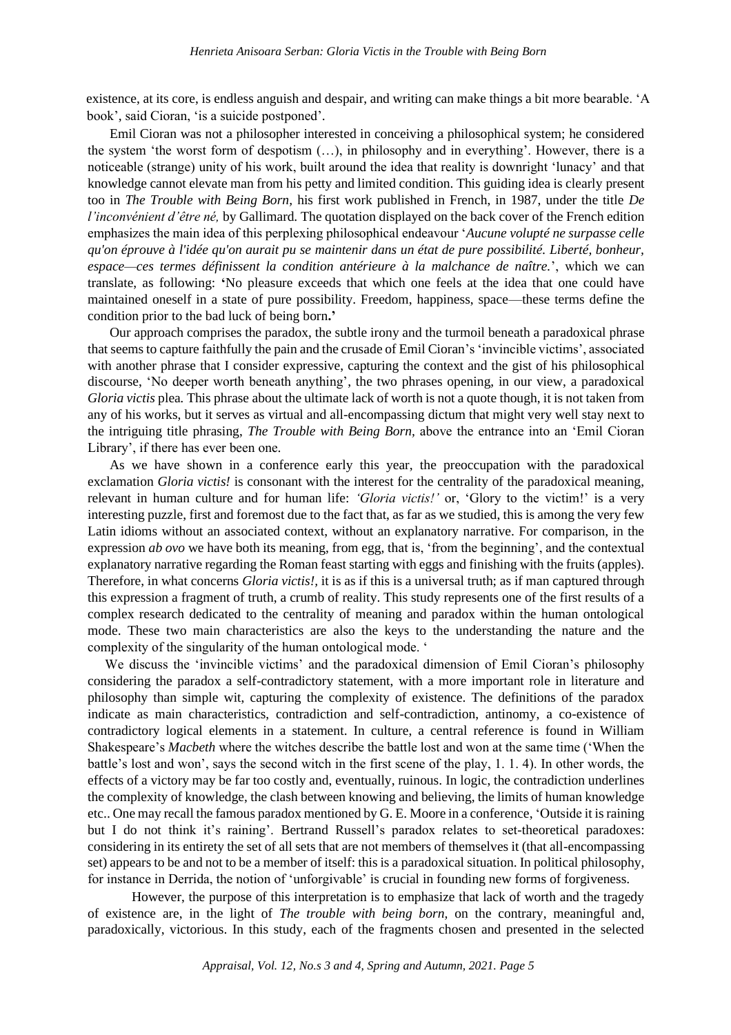existence, at its core, is endless anguish and despair, and writing can make things a bit more bearable. 'A book', said Cioran, 'is a suicide postponed'.

Emil Cioran was not a philosopher interested in conceiving a philosophical system; he considered the system 'the worst form of despotism (…), in philosophy and in everything'. However, there is a noticeable (strange) unity of his work, built around the idea that reality is downright 'lunacy' and that knowledge cannot elevate man from his petty and limited condition. This guiding idea is clearly present too in *The Trouble with Being Born,* his first work published in French, in 1987, under the title *De l'inconvénient d'être né,* by Gallimard. The quotation displayed on the back cover of the French edition emphasizes the main idea of this perplexing philosophical endeavour '*Aucune volupté ne surpasse celle qu'on éprouve à l'idée qu'on aurait pu se maintenir dans un état de pure possibilité. Liberté, bonheur, espace—ces termes définissent la condition antérieure à la malchance de naître.*', which we can translate, as following: **'**No pleasure exceeds that which one feels at the idea that one could have maintained oneself in a state of pure possibility. Freedom, happiness, space—these terms define the condition prior to the bad luck of being born**.'**

Our approach comprises the paradox, the subtle irony and the turmoil beneath a paradoxical phrase that seems to capture faithfully the pain and the crusade of Emil Cioran's 'invincible victims', associated with another phrase that I consider expressive, capturing the context and the gist of his philosophical discourse, 'No deeper worth beneath anything', the two phrases opening, in our view, a paradoxical *Gloria victis* plea. This phrase about the ultimate lack of worth is not a quote though, it is not taken from any of his works, but it serves as virtual and all-encompassing dictum that might very well stay next to the intriguing title phrasing, *The Trouble with Being Born,* above the entrance into an 'Emil Cioran Library', if there has ever been one.

As we have shown in a conference early this year, the preoccupation with the paradoxical exclamation *Gloria victis!* is consonant with the interest for the centrality of the paradoxical meaning, relevant in human culture and for human life: *'Gloria victis!'* or, 'Glory to the victim!' is a very interesting puzzle, first and foremost due to the fact that, as far as we studied, this is among the very few Latin idioms without an associated context, without an explanatory narrative. For comparison, in the expression *ab ovo* we have both its meaning, from egg, that is, 'from the beginning', and the contextual explanatory narrative regarding the Roman feast starting with eggs and finishing with the fruits (apples). Therefore, in what concerns *Gloria victis!*, it is as if this is a universal truth; as if man captured through this expression a fragment of truth, a crumb of reality. This study represents one of the first results of a complex research dedicated to the centrality of meaning and paradox within the human ontological mode. These two main characteristics are also the keys to the understanding the nature and the complexity of the singularity of the human ontological mode. '

We discuss the 'invincible victims' and the paradoxical dimension of Emil Cioran's philosophy considering the paradox a self-contradictory statement, with a more important role in literature and philosophy than simple wit, capturing the complexity of existence. The definitions of the paradox indicate as main characteristics, contradiction and self-contradiction, antinomy, a co-existence of contradictory logical elements in a statement. In culture, a central reference is found in William Shakespeare's *Macbeth* where the witches describe the battle lost and won at the same time ('When the battle's lost and won', says the second witch in the first scene of the play, 1. 1. 4). In other words, the effects of a victory may be far too costly and, eventually, ruinous. In logic, the contradiction underlines the complexity of knowledge, the clash between knowing and believing, the limits of human knowledge etc.. One may recall the famous paradox mentioned by G. E. Moore in a conference, 'Outside it is raining but I do not think it's raining'. Bertrand Russell's paradox relates to set-theoretical paradoxes: considering in its entirety the set of all sets that are not members of themselves it (that all-encompassing set) appears to be and not to be a member of itself: this is a paradoxical situation. In political philosophy, for instance in Derrida, the notion of 'unforgivable' is crucial in founding new forms of forgiveness.

However, the purpose of this interpretation is to emphasize that lack of worth and the tragedy of existence are, in the light of *The trouble with being born*, on the contrary, meaningful and, paradoxically, victorious. In this study, each of the fragments chosen and presented in the selected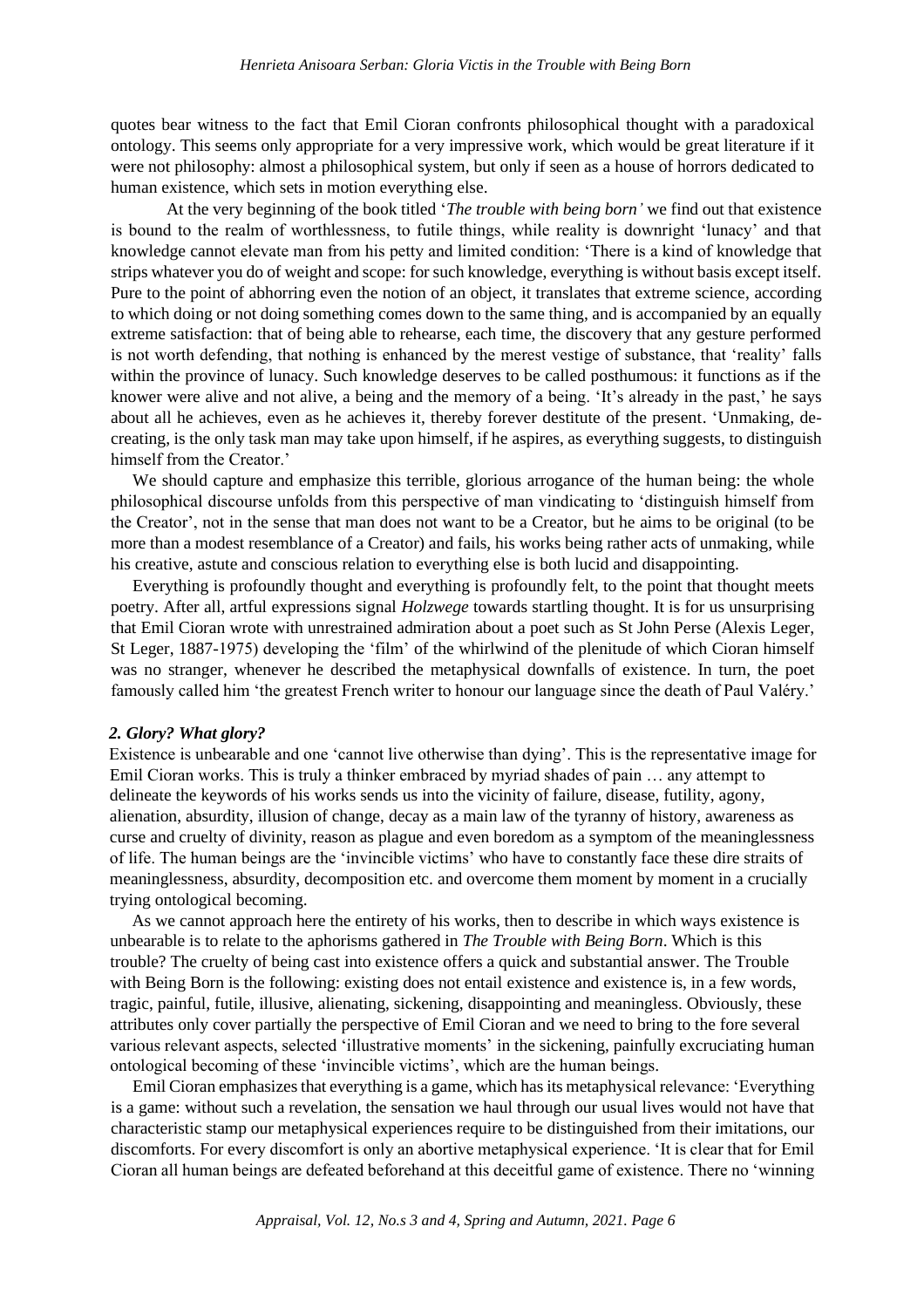quotes bear witness to the fact that Emil Cioran confronts philosophical thought with a paradoxical ontology. This seems only appropriate for a very impressive work, which would be great literature if it were not philosophy: almost a philosophical system, but only if seen as a house of horrors dedicated to human existence, which sets in motion everything else.

At the very beginning of the book titled '*The trouble with being born'* we find out that existence is bound to the realm of worthlessness, to futile things, while reality is downright 'lunacy' and that knowledge cannot elevate man from his petty and limited condition: 'There is a kind of knowledge that strips whatever you do of weight and scope: for such knowledge, everything is without basis except itself. Pure to the point of abhorring even the notion of an object, it translates that extreme science, according to which doing or not doing something comes down to the same thing, and is accompanied by an equally extreme satisfaction: that of being able to rehearse, each time, the discovery that any gesture performed is not worth defending, that nothing is enhanced by the merest vestige of substance, that 'reality' falls within the province of lunacy. Such knowledge deserves to be called posthumous: it functions as if the knower were alive and not alive, a being and the memory of a being. 'It's already in the past,' he says about all he achieves, even as he achieves it, thereby forever destitute of the present. 'Unmaking, de-creating, is the only task man may take upon himself, if he aspires, as everything suggests, to distinguish himself from the Creator.'

We should capture and emphasize this terrible, glorious arrogance of the human being: the whole philosophical discourse unfolds from this perspective of man vindicating to 'distinguish himself from the Creator', not in the sense that man does not want to be a Creator, but he aims to be original (to be more than a modest resemblance of a Creator) and fails, his works being rather acts of unmaking, while his creative, astute and conscious relation to everything else is both lucid and disappointing.

Everything is profoundly thought and everything is profoundly felt, to the point that thought meets poetry. After all, artful expressions signal *Holzwege* towards startling thought. It is for us unsurprising that Emil Cioran wrote with unrestrained admiration about a poet such as St John Perse (Alexis Leger, St Leger, 1887-1975) developing the 'film' of the whirlwind of the plenitude of which Cioran himself was no stranger, whenever he described the metaphysical downfalls of existence. In turn, the poet famously called him 'the greatest French writer to honour our language since the death of Paul Valéry.'

### *2. Glory? What glory?*

Existence is unbearable and one 'cannot live otherwise than dying'. This is the representative image for Emil Cioran works. This is truly a thinker embraced by myriad shades of pain … any attempt to delineate the keywords of his works sends us into the vicinity of failure, disease, futility, agony, alienation, absurdity, illusion of change, decay as a main law of the tyranny of history, awareness as curse and cruelty of divinity, reason as plague and even boredom as a symptom of the meaninglessness of life. The human beings are the 'invincible victims' who have to constantly face these dire straits of meaninglessness, absurdity, decomposition etc. and overcome them moment by moment in a crucially trying ontological becoming.

As we cannot approach here the entirety of his works, then to describe in which ways existence is unbearable is to relate to the aphorisms gathered in *The Trouble with Being Born*. Which is this trouble? The cruelty of being cast into existence offers a quick and substantial answer. The Trouble with Being Born is the following: existing does not entail existence and existence is, in a few words, tragic, painful, futile, illusive, alienating, sickening, disappointing and meaningless. Obviously, these attributes only cover partially the perspective of Emil Cioran and we need to bring to the fore several various relevant aspects, selected 'illustrative moments' in the sickening, painfully excruciating human ontological becoming of these 'invincible victims', which are the human beings.

Emil Cioran emphasizes that everything is a game, which has its metaphysical relevance: 'Everything is a game: without such a revelation, the sensation we haul through our usual lives would not have that characteristic stamp our metaphysical experiences require to be distinguished from their imitations, our discomforts. For every discomfort is only an abortive metaphysical experience. 'It is clear that for Emil Cioran all human beings are defeated beforehand at this deceitful game of existence. There no 'winning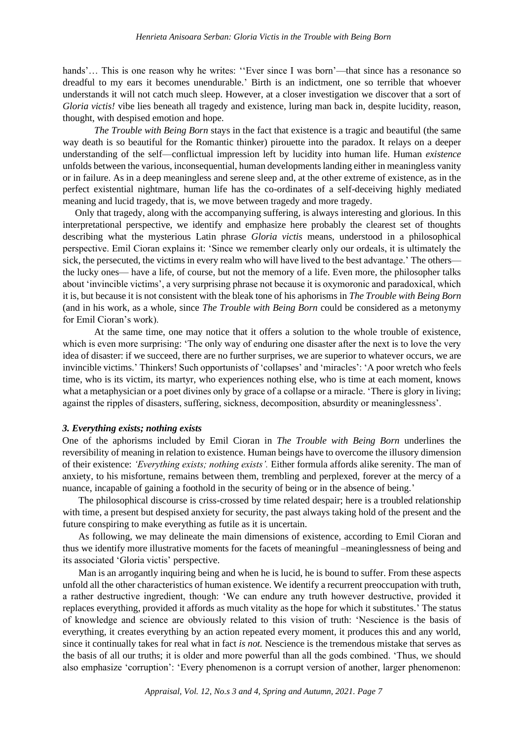hands'… This is one reason why he writes: ''Ever since I was born'—that since has a resonance so dreadful to my ears it becomes unendurable.' Birth is an indictment, one so terrible that whoever understands it will not catch much sleep. However, at a closer investigation we discover that a sort of *Gloria victis!* vibe lies beneath all tragedy and existence, luring man back in, despite lucidity, reason, thought, with despised emotion and hope.

*The Trouble with Being Born* stays in the fact that existence is a tragic and beautiful (the same way death is so beautiful for the Romantic thinker) pirouette into the paradox. It relays on a deeper understanding of the self—conflictual impression left by lucidity into human life. Human *existence* unfolds between the various, inconsequential, human developments landing either in meaningless vanity or in failure. As in a deep meaningless and serene sleep and, at the other extreme of existence, as in the perfect existential nightmare, human life has the co-ordinates of a self-deceiving highly mediated meaning and lucid tragedy, that is, we move between tragedy and more tragedy.

Only that tragedy, along with the accompanying suffering, is always interesting and glorious. In this interpretational perspective, we identify and emphasize here probably the clearest set of thoughts describing what the mysterious Latin phrase *Gloria victis* means, understood in a philosophical perspective. Emil Cioran explains it: 'Since we remember clearly only our ordeals, it is ultimately the sick, the persecuted, the victims in every realm who will have lived to the best advantage.' The others—the lucky ones— have a life, of course, but not the memory of a life. Even more, the philosopher talks about 'invincible victims', a very surprising phrase not because it is oxymoronic and paradoxical, which it is, but because it is not consistent with the bleak tone of his aphorisms in *The Trouble with Being Born* (and in his work, as a whole, since *The Trouble with Being Born* could be considered as a metonymy for Emil Cioran's work).

At the same time, one may notice that it offers a solution to the whole trouble of existence, which is even more surprising: 'The only way of enduring one disaster after the next is to love the very idea of disaster: if we succeed, there are no further surprises, we are superior to whatever occurs, we are invincible victims.' Thinkers! Such opportunists of 'collapses' and 'miracles': 'A poor wretch who feels time, who is its victim, its martyr, who experiences nothing else, who is time at each moment, knows what a metaphysician or a poet divines only by grace of a collapse or a miracle. 'There is glory in living; against the ripples of disasters, suffering, sickness, decomposition, absurdity or meaninglessness'.

### *3. Everything exists; nothing exists*

One of the aphorisms included by Emil Cioran in *The Trouble with Being Born* underlines the reversibility of meaning in relation to existence. Human beings have to overcome the illusory dimension of their existence: *'Everything exists; nothing exists'.* Either formula affords alike serenity. The man of anxiety, to his misfortune, remains between them, trembling and perplexed, forever at the mercy of a nuance, incapable of gaining a foothold in the security of being or in the absence of being.'

The philosophical discourse is criss-crossed by time related despair; here is a troubled relationship with time, a present but despised anxiety for security, the past always taking hold of the present and the future conspiring to make everything as futile as it is uncertain.

As following, we may delineate the main dimensions of existence, according to Emil Cioran and thus we identify more illustrative moments for the facets of meaningful –meaninglessness of being and its associated 'Gloria victis' perspective.

Man is an arrogantly inquiring being and when he is lucid, he is bound to suffer. From these aspects unfold all the other characteristics of human existence. We identify a recurrent preoccupation with truth, a rather destructive ingredient, though: 'We can endure any truth however destructive, provided it replaces everything, provided it affords as much vitality as the hope for which it substitutes.' The status of knowledge and science are obviously related to this vision of truth: 'Nescience is the basis of everything, it creates everything by an action repeated every moment, it produces this and any world, since it continually takes for real what in fact *is not.* Nescience is the tremendous mistake that serves as the basis of all our truths; it is older and more powerful than all the gods combined. 'Thus, we should also emphasize 'corruption': 'Every phenomenon is a corrupt version of another, larger phenomenon: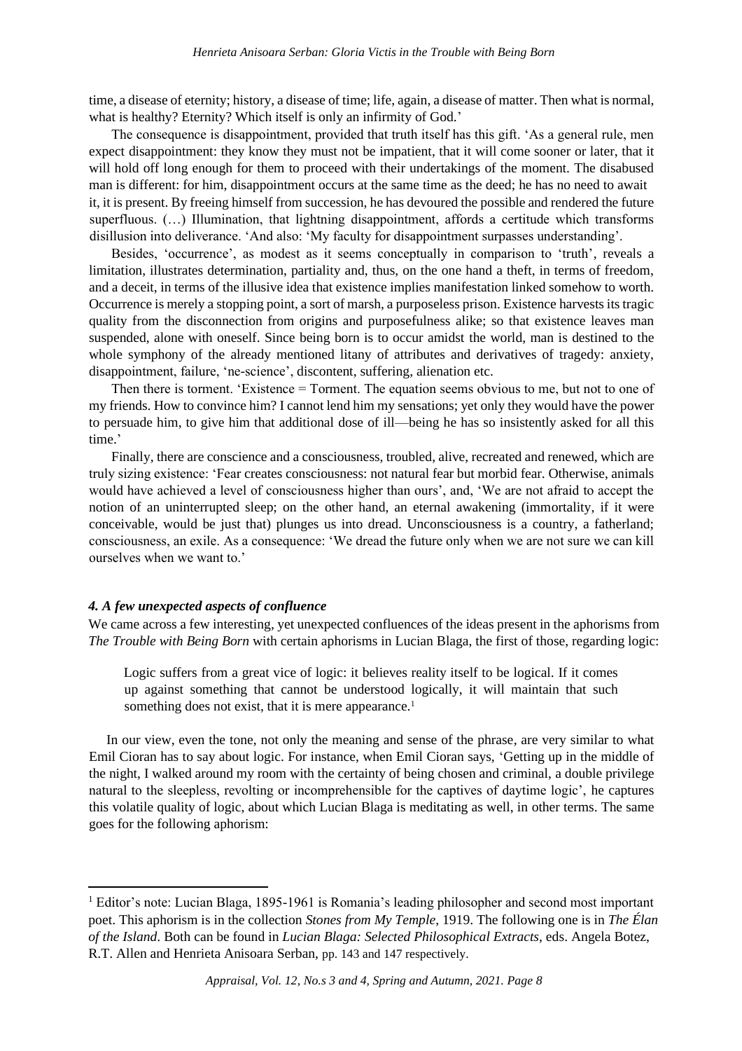time, a disease of eternity; history, a disease of time; life, again, a disease of matter. Then what is normal, what is healthy? Eternity? Which itself is only an infirmity of God.'

The consequence is disappointment, provided that truth itself has this gift. 'As a general rule, men expect disappointment: they know they must not be impatient, that it will come sooner or later, that it will hold off long enough for them to proceed with their undertakings of the moment. The disabused man is different: for him, disappointment occurs at the same time as the deed; he has no need to await it, it is present. By freeing himself from succession, he has devoured the possible and rendered the future superfluous. (…) Illumination, that lightning disappointment, affords a certitude which transforms disillusion into deliverance. 'And also: 'My faculty for disappointment surpasses understanding'.

Besides, 'occurrence', as modest as it seems conceptually in comparison to 'truth', reveals a limitation, illustrates determination, partiality and, thus, on the one hand a theft, in terms of freedom, and a deceit, in terms of the illusive idea that existence implies manifestation linked somehow to worth. Occurrence is merely a stopping point, a sort of marsh, a purposeless prison. Existence harvests its tragic quality from the disconnection from origins and purposefulness alike; so that existence leaves man suspended, alone with oneself. Since being born is to occur amidst the world, man is destined to the whole symphony of the already mentioned litany of attributes and derivatives of tragedy: anxiety, disappointment, failure, 'ne-science', discontent, suffering, alienation etc.

Then there is torment. 'Existence = Torment. The equation seems obvious to me, but not to one of my friends. How to convince him? I cannot lend him my sensations; yet only they would have the power to persuade him, to give him that additional dose of ill—being he has so insistently asked for all this time.'

Finally, there are conscience and a consciousness, troubled, alive, recreated and renewed, which are truly sizing existence: 'Fear creates consciousness: not natural fear but morbid fear. Otherwise, animals would have achieved a level of consciousness higher than ours', and, 'We are not afraid to accept the notion of an uninterrupted sleep; on the other hand, an eternal awakening (immortality, if it were conceivable, would be just that) plunges us into dread. Unconsciousness is a country, a fatherland; consciousness, an exile. As a consequence: 'We dread the future only when we are not sure we can kill ourselves when we want to.'

#### *4. A few unexpected aspects of confluence*

We came across a few interesting, yet unexpected confluences of the ideas present in the aphorisms from *The Trouble with Being Born* with certain aphorisms in Lucian Blaga, the first of those, regarding logic:

> Logic suffers from a great vice of logic: it believes reality itself to be logical. If it comes up against something that cannot be understood logically, it will maintain that such something does not exist, that it is mere appearance.[1]

In our view, even the tone, not only the meaning and sense of the phrase, are very similar to what Emil Cioran has to say about logic. For instance, when Emil Cioran says, 'Getting up in the middle of the night, I walked around my room with the certainty of being chosen and criminal, a double privilege natural to the sleepless, revolting or incomprehensible for the captives of daytime logic', he captures this volatile quality of logic, about which Lucian Blaga is meditating as well, in other terms. The same goes for the following aphorism:

[1] Editor's note: Lucian Blaga, 1895-1961 is Romania's leading philosopher and second most important poet. This aphorism is in the collection *Stones from My Temple*, 1919. The following one is in *The Élan of the Island*. Both can be found in *Lucian Blaga: Selected Philosophical Extracts*, eds. Angela Botez, R.T. Allen and Henrieta Anisoara Serban, pp. 143 and 147 respectively.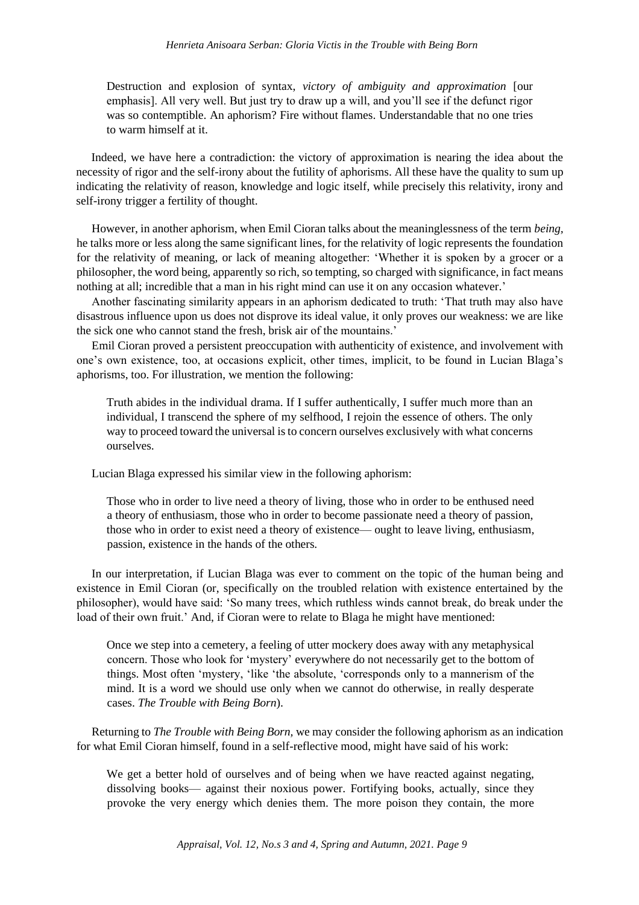> Destruction and explosion of syntax, *victory of ambiguity and approximation* [our emphasis]. All very well. But just try to draw up a will, and you'll see if the defunct rigor was so contemptible. An aphorism? Fire without flames. Understandable that no one tries to warm himself at it.

Indeed, we have here a contradiction: the victory of approximation is nearing the idea about the necessity of rigor and the self-irony about the futility of aphorisms. All these have the quality to sum up indicating the relativity of reason, knowledge and logic itself, while precisely this relativity, irony and self-irony trigger a fertility of thought.

However, in another aphorism, when Emil Cioran talks about the meaninglessness of the term *being*, he talks more or less along the same significant lines, for the relativity of logic represents the foundation for the relativity of meaning, or lack of meaning altogether: 'Whether it is spoken by a grocer or a philosopher, the word being, apparently so rich, so tempting, so charged with significance, in fact means nothing at all; incredible that a man in his right mind can use it on any occasion whatever.'

Another fascinating similarity appears in an aphorism dedicated to truth: 'That truth may also have disastrous influence upon us does not disprove its ideal value, it only proves our weakness: we are like the sick one who cannot stand the fresh, brisk air of the mountains.'

Emil Cioran proved a persistent preoccupation with authenticity of existence, and involvement with one's own existence, too, at occasions explicit, other times, implicit, to be found in Lucian Blaga's aphorisms, too. For illustration, we mention the following:

> Truth abides in the individual drama. If I suffer authentically, I suffer much more than an individual, I transcend the sphere of my selfhood, I rejoin the essence of others. The only way to proceed toward the universal is to concern ourselves exclusively with what concerns ourselves.

Lucian Blaga expressed his similar view in the following aphorism:

> Those who in order to live need a theory of living, those who in order to be enthused need a theory of enthusiasm, those who in order to become passionate need a theory of passion, those who in order to exist need a theory of existence— ought to leave living, enthusiasm, passion, existence in the hands of the others.

In our interpretation, if Lucian Blaga was ever to comment on the topic of the human being and existence in Emil Cioran (or, specifically on the troubled relation with existence entertained by the philosopher), would have said: 'So many trees, which ruthless winds cannot break, do break under the load of their own fruit.' And, if Cioran were to relate to Blaga he might have mentioned:

> Once we step into a cemetery, a feeling of utter mockery does away with any metaphysical concern. Those who look for 'mystery' everywhere do not necessarily get to the bottom of things. Most often 'mystery, 'like 'the absolute, 'corresponds only to a mannerism of the mind. It is a word we should use only when we cannot do otherwise, in really desperate cases. *The Trouble with Being Born*).

Returning to *The Trouble with Being Born*, we may consider the following aphorism as an indication for what Emil Cioran himself, found in a self-reflective mood, might have said of his work:

> We get a better hold of ourselves and of being when we have reacted against negating, dissolving books— against their noxious power. Fortifying books, actually, since they provoke the very energy which denies them. The more poison they contain, the more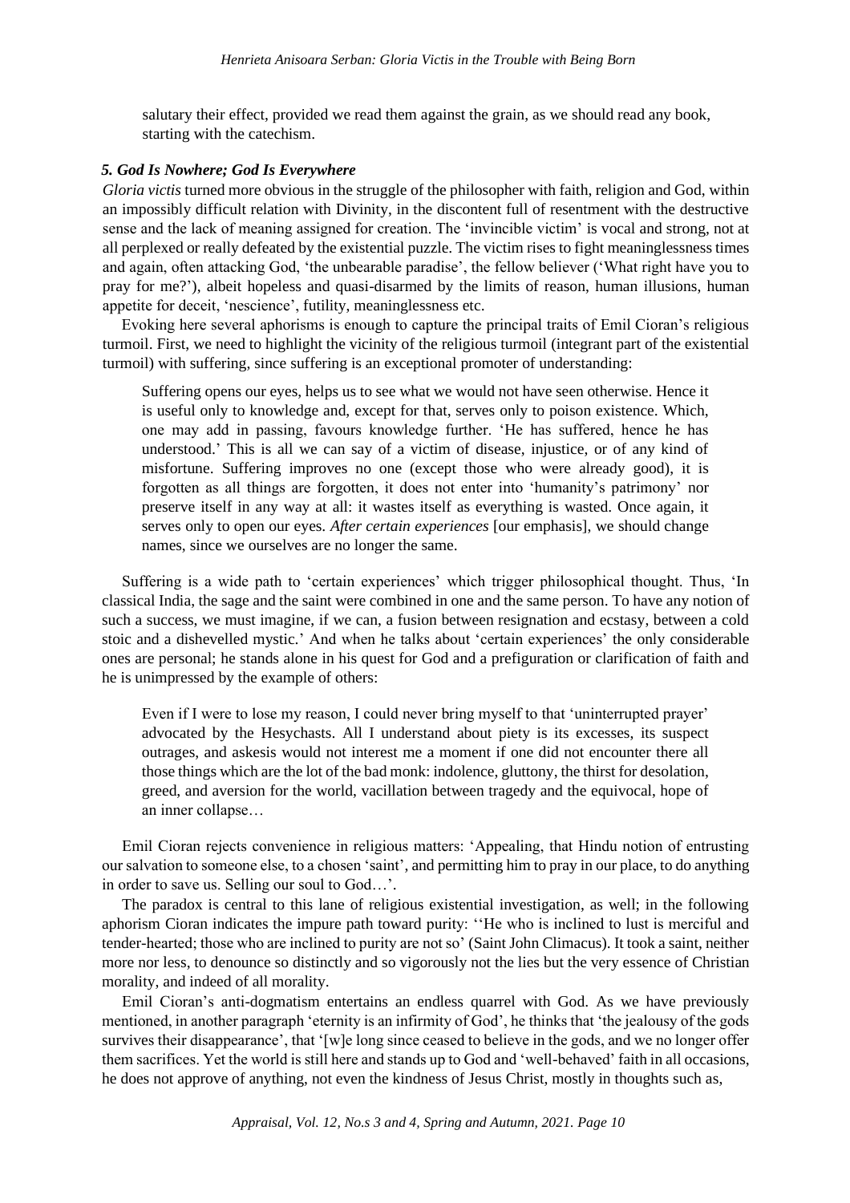salutary their effect, provided we read them against the grain, as we should read any book, starting with the catechism.

### *5. God Is Nowhere; God Is Everywhere*

*Gloria victis* turned more obvious in the struggle of the philosopher with faith, religion and God, within an impossibly difficult relation with Divinity, in the discontent full of resentment with the destructive sense and the lack of meaning assigned for creation. The 'invincible victim' is vocal and strong, not at all perplexed or really defeated by the existential puzzle. The victim rises to fight meaninglessness times and again, often attacking God, 'the unbearable paradise', the fellow believer ('What right have you to pray for me?'), albeit hopeless and quasi-disarmed by the limits of reason, human illusions, human appetite for deceit, 'nescience', futility, meaninglessness etc.

Evoking here several aphorisms is enough to capture the principal traits of Emil Cioran's religious turmoil. First, we need to highlight the vicinity of the religious turmoil (integrant part of the existential turmoil) with suffering, since suffering is an exceptional promoter of understanding:

> Suffering opens our eyes, helps us to see what we would not have seen otherwise. Hence it is useful only to knowledge and, except for that, serves only to poison existence. Which, one may add in passing, favours knowledge further. 'He has suffered, hence he has understood.' This is all we can say of a victim of disease, injustice, or of any kind of misfortune. Suffering improves no one (except those who were already good), it is forgotten as all things are forgotten, it does not enter into 'humanity's patrimony' nor preserve itself in any way at all: it wastes itself as everything is wasted. Once again, it serves only to open our eyes. *After certain experiences* [our emphasis], we should change names, since we ourselves are no longer the same.

Suffering is a wide path to 'certain experiences' which trigger philosophical thought. Thus, 'In classical India, the sage and the saint were combined in one and the same person. To have any notion of such a success, we must imagine, if we can, a fusion between resignation and ecstasy, between a cold stoic and a dishevelled mystic.' And when he talks about 'certain experiences' the only considerable ones are personal; he stands alone in his quest for God and a prefiguration or clarification of faith and he is unimpressed by the example of others:

> Even if I were to lose my reason, I could never bring myself to that 'uninterrupted prayer' advocated by the Hesychasts. All I understand about piety is its excesses, its suspect outrages, and askesis would not interest me a moment if one did not encounter there all those things which are the lot of the bad monk: indolence, gluttony, the thirst for desolation, greed, and aversion for the world, vacillation between tragedy and the equivocal, hope of an inner collapse…

Emil Cioran rejects convenience in religious matters: 'Appealing, that Hindu notion of entrusting our salvation to someone else, to a chosen 'saint', and permitting him to pray in our place, to do anything in order to save us. Selling our soul to God…'.

The paradox is central to this lane of religious existential investigation, as well; in the following aphorism Cioran indicates the impure path toward purity: ''He who is inclined to lust is merciful and tender-hearted; those who are inclined to purity are not so' (Saint John Climacus). It took a saint, neither more nor less, to denounce so distinctly and so vigorously not the lies but the very essence of Christian morality, and indeed of all morality.

Emil Cioran's anti-dogmatism entertains an endless quarrel with God. As we have previously mentioned, in another paragraph 'eternity is an infirmity of God', he thinks that 'the jealousy of the gods survives their disappearance', that '[w]e long since ceased to believe in the gods, and we no longer offer them sacrifices. Yet the world is still here and stands up to God and 'well-behaved' faith in all occasions, he does not approve of anything, not even the kindness of Jesus Christ, mostly in thoughts such as,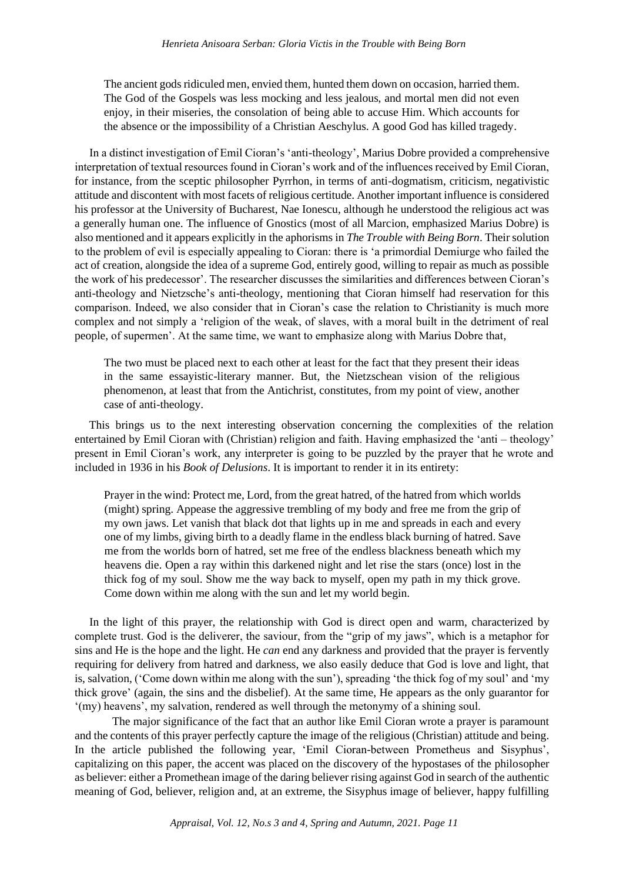> The ancient gods ridiculed men, envied them, hunted them down on occasion, harried them. The God of the Gospels was less mocking and less jealous, and mortal men did not even enjoy, in their miseries, the consolation of being able to accuse Him. Which accounts for the absence or the impossibility of a Christian Aeschylus. A good God has killed tragedy.

In a distinct investigation of Emil Cioran's 'anti-theology', Marius Dobre provided a comprehensive interpretation of textual resources found in Cioran's work and of the influences received by Emil Cioran, for instance, from the sceptic philosopher Pyrrhon, in terms of anti-dogmatism, criticism, negativistic attitude and discontent with most facets of religious certitude. Another important influence is considered his professor at the University of Bucharest, Nae Ionescu, although he understood the religious act was a generally human one. The influence of Gnostics (most of all Marcion, emphasized Marius Dobre) is also mentioned and it appears explicitly in the aphorisms in *The Trouble with Being Born*. Their solution to the problem of evil is especially appealing to Cioran: there is 'a primordial Demiurge who failed the act of creation, alongside the idea of a supreme God, entirely good, willing to repair as much as possible the work of his predecessor'. The researcher discusses the similarities and differences between Cioran's anti-theology and Nietzsche's anti-theology, mentioning that Cioran himself had reservation for this comparison. Indeed, we also consider that in Cioran's case the relation to Christianity is much more complex and not simply a 'religion of the weak, of slaves, with a moral built in the detriment of real people, of supermen'. At the same time, we want to emphasize along with Marius Dobre that,

> The two must be placed next to each other at least for the fact that they present their ideas in the same essayistic-literary manner. But, the Nietzschean vision of the religious phenomenon, at least that from the Antichrist, constitutes, from my point of view, another case of anti-theology.

This brings us to the next interesting observation concerning the complexities of the relation entertained by Emil Cioran with (Christian) religion and faith. Having emphasized the 'anti – theology' present in Emil Cioran's work, any interpreter is going to be puzzled by the prayer that he wrote and included in 1936 in his *Book of Delusions*. It is important to render it in its entirety:

> Prayer in the wind: Protect me, Lord, from the great hatred, of the hatred from which worlds (might) spring. Appease the aggressive trembling of my body and free me from the grip of my own jaws. Let vanish that black dot that lights up in me and spreads in each and every one of my limbs, giving birth to a deadly flame in the endless black burning of hatred. Save me from the worlds born of hatred, set me free of the endless blackness beneath which my heavens die. Open a ray within this darkened night and let rise the stars (once) lost in the thick fog of my soul. Show me the way back to myself, open my path in my thick grove. Come down within me along with the sun and let my world begin.

In the light of this prayer, the relationship with God is direct open and warm, characterized by complete trust. God is the deliverer, the saviour, from the "grip of my jaws", which is a metaphor for sins and He is the hope and the light. He *can* end any darkness and provided that the prayer is fervently requiring for delivery from hatred and darkness, we also easily deduce that God is love and light, that is, salvation, ('Come down within me along with the sun'), spreading 'the thick fog of my soul' and 'my thick grove' (again, the sins and the disbelief). At the same time, He appears as the only guarantor for '(my) heavens', my salvation, rendered as well through the metonymy of a shining soul.

The major significance of the fact that an author like Emil Cioran wrote a prayer is paramount and the contents of this prayer perfectly capture the image of the religious (Christian) attitude and being. In the article published the following year, 'Emil Cioran-between Prometheus and Sisyphus', capitalizing on this paper, the accent was placed on the discovery of the hypostases of the philosopher as believer: either a Promethean image of the daring believer rising against God in search of the authentic meaning of God, believer, religion and, at an extreme, the Sisyphus image of believer, happy fulfilling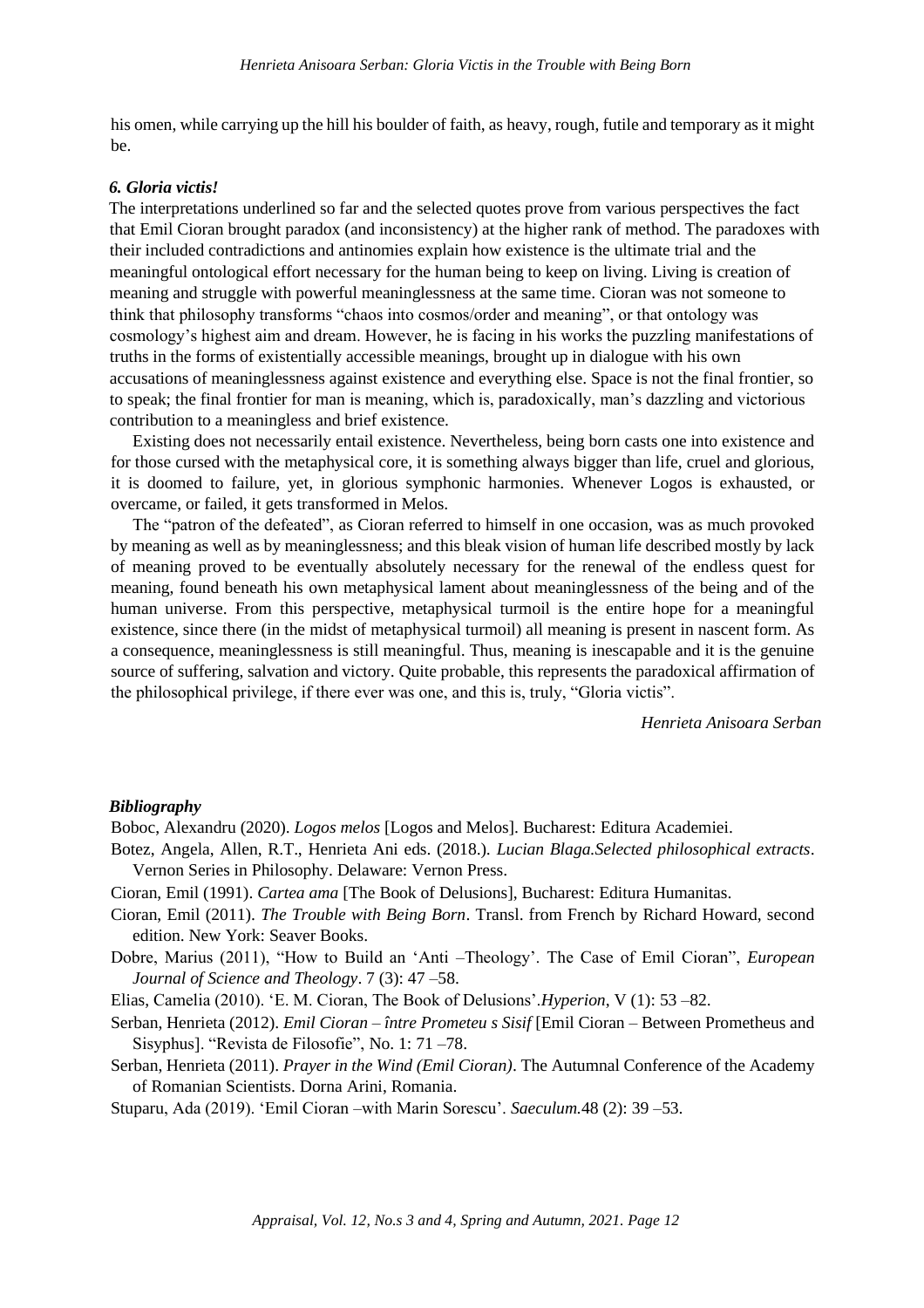his omen, while carrying up the hill his boulder of faith, as heavy, rough, futile and temporary as it might be.

### *6. Gloria victis!*

The interpretations underlined so far and the selected quotes prove from various perspectives the fact that Emil Cioran brought paradox (and inconsistency) at the higher rank of method. The paradoxes with their included contradictions and antinomies explain how existence is the ultimate trial and the meaningful ontological effort necessary for the human being to keep on living. Living is creation of meaning and struggle with powerful meaninglessness at the same time. Cioran was not someone to think that philosophy transforms "chaos into cosmos/order and meaning", or that ontology was cosmology's highest aim and dream. However, he is facing in his works the puzzling manifestations of truths in the forms of existentially accessible meanings, brought up in dialogue with his own accusations of meaninglessness against existence and everything else. Space is not the final frontier, so to speak; the final frontier for man is meaning, which is, paradoxically, man's dazzling and victorious contribution to a meaningless and brief existence.

Existing does not necessarily entail existence. Nevertheless, being born casts one into existence and for those cursed with the metaphysical core, it is something always bigger than life, cruel and glorious, it is doomed to failure, yet, in glorious symphonic harmonies. Whenever Logos is exhausted, or overcame, or failed, it gets transformed in Melos.

The "patron of the defeated", as Cioran referred to himself in one occasion, was as much provoked by meaning as well as by meaninglessness; and this bleak vision of human life described mostly by lack of meaning proved to be eventually absolutely necessary for the renewal of the endless quest for meaning, found beneath his own metaphysical lament about meaninglessness of the being and of the human universe. From this perspective, metaphysical turmoil is the entire hope for a meaningful existence, since there (in the midst of metaphysical turmoil) all meaning is present in nascent form. As a consequence, meaninglessness is still meaningful. Thus, meaning is inescapable and it is the genuine source of suffering, salvation and victory. Quite probable, this represents the paradoxical affirmation of the philosophical privilege, if there ever was one, and this is, truly, "Gloria victis".

*Henrieta Anisoara Serban*

### *Bibliography*

Boboc, Alexandru (2020). *Logos melos* [Logos and Melos]. Bucharest: Editura Academiei.

Botez, Angela, Allen, R.T., Henrieta Ani eds. (2018.). *Lucian Blaga.Selected philosophical extracts*. Vernon Series in Philosophy. Delaware: Vernon Press.

Cioran, Emil (1991). *Cartea ama* [The Book of Delusions], Bucharest: Editura Humanitas.

Cioran, Emil (2011). *The Trouble with Being Born*. Transl. from French by Richard Howard, second edition. New York: Seaver Books.

Dobre, Marius (2011), "How to Build an 'Anti –Theology'. The Case of Emil Cioran", *European Journal of Science and Theology*. 7 (3): 47 –58.

Elias, Camelia (2010). 'E. M. Cioran, The Book of Delusions'.*Hyperion*, V (1): 53 –82.

Serban, Henrieta (2012). *Emil Cioran – între Prometeu s Sisif* [Emil Cioran – Between Prometheus and Sisyphus]. "Revista de Filosofie", No. 1: 71 –78.

Serban, Henrieta (2011). *Prayer in the Wind (Emil Cioran)*. The Autumnal Conference of the Academy of Romanian Scientists. Dorna Arini, Romania.

Stuparu, Ada (2019). 'Emil Cioran –with Marin Sorescu'. *Saeculum.*48 (2): 39 –53.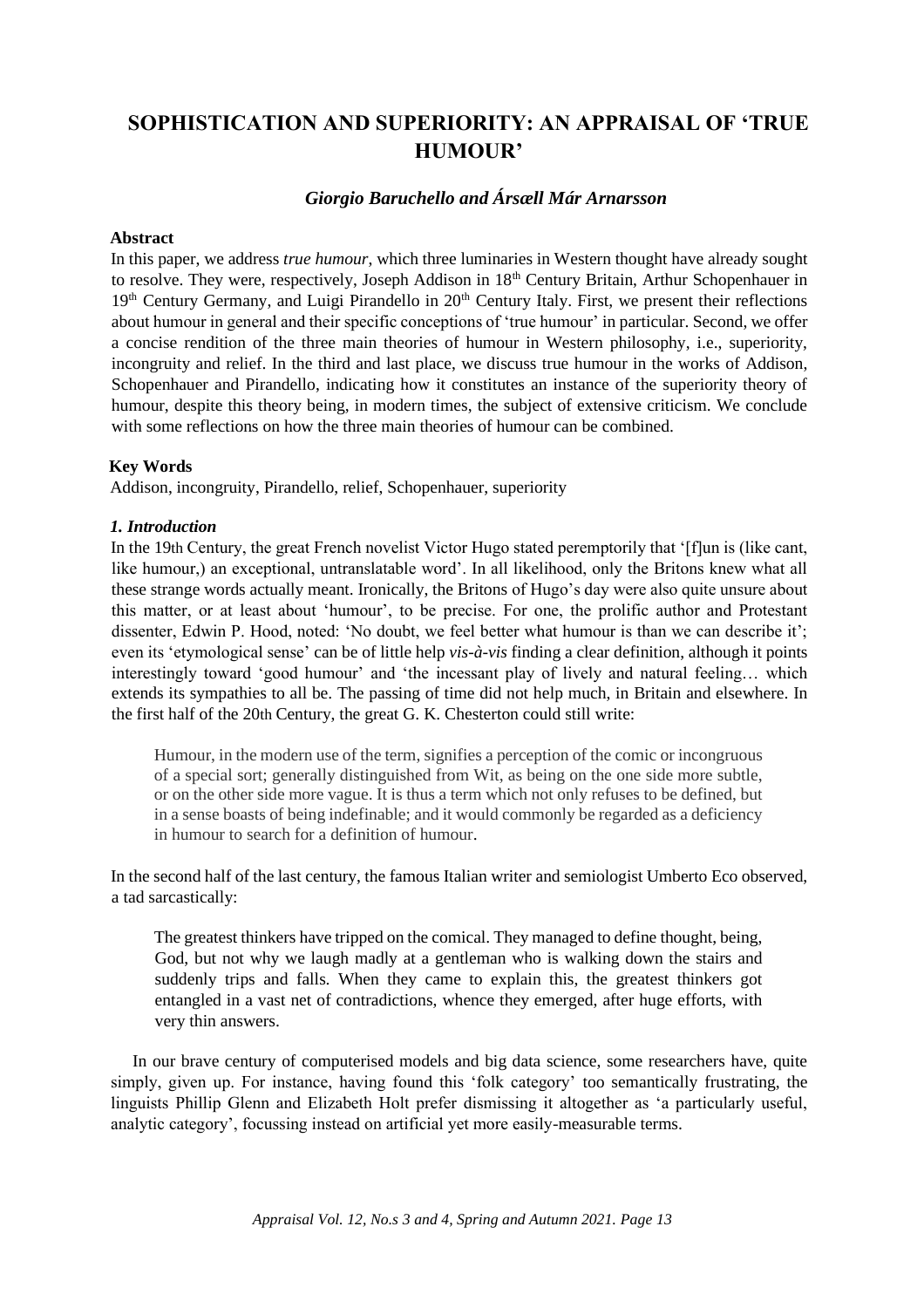# SOPHISTICATION AND SUPERIORITY: AN APPRAISAL OF 'TRUE HUMOUR'

### *Giorgio Baruchello and Ársæll Már Arnarsson*

**Abstract**

In this paper, we address *true humour*, which three luminaries in Western thought have already sought to resolve. They were, respectively, Joseph Addison in 18th Century Britain, Arthur Schopenhauer in 19th Century Germany, and Luigi Pirandello in 20th Century Italy. First, we present their reflections about humour in general and their specific conceptions of 'true humour' in particular. Second, we offer a concise rendition of the three main theories of humour in Western philosophy, i.e., superiority, incongruity and relief. In the third and last place, we discuss true humour in the works of Addison, Schopenhauer and Pirandello, indicating how it constitutes an instance of the superiority theory of humour, despite this theory being, in modern times, the subject of extensive criticism. We conclude with some reflections on how the three main theories of humour can be combined.

**Key Words**

Addison, incongruity, Pirandello, relief, Schopenhauer, superiority

### *1. Introduction*

In the 19th Century, the great French novelist Victor Hugo stated peremptorily that '[f]un is (like cant, like humour,) an exceptional, untranslatable word'. In all likelihood, only the Britons knew what all these strange words actually meant. Ironically, the Britons of Hugo's day were also quite unsure about this matter, or at least about 'humour', to be precise. For one, the prolific author and Protestant dissenter, Edwin P. Hood, noted: 'No doubt, we feel better what humour is than we can describe it'; even its 'etymological sense' can be of little help *vis-à-vis* finding a clear definition, although it points interestingly toward 'good humour' and 'the incessant play of lively and natural feeling… which extends its sympathies to all be. The passing of time did not help much, in Britain and elsewhere. In the first half of the 20th Century, the great G. K. Chesterton could still write:

> Humour, in the modern use of the term, signifies a perception of the comic or incongruous of a special sort; generally distinguished from Wit, as being on the one side more subtle, or on the other side more vague. It is thus a term which not only refuses to be defined, but in a sense boasts of being indefinable; and it would commonly be regarded as a deficiency in humour to search for a definition of humour.

In the second half of the last century, the famous Italian writer and semiologist Umberto Eco observed, a tad sarcastically:

> The greatest thinkers have tripped on the comical. They managed to define thought, being, God, but not why we laugh madly at a gentleman who is walking down the stairs and suddenly trips and falls. When they came to explain this, the greatest thinkers got entangled in a vast net of contradictions, whence they emerged, after huge efforts, with very thin answers.

In our brave century of computerised models and big data science, some researchers have, quite simply, given up. For instance, having found this 'folk category' too semantically frustrating, the linguists Phillip Glenn and Elizabeth Holt prefer dismissing it altogether as 'a particularly useful, analytic category', focussing instead on artificial yet more easily-measurable terms.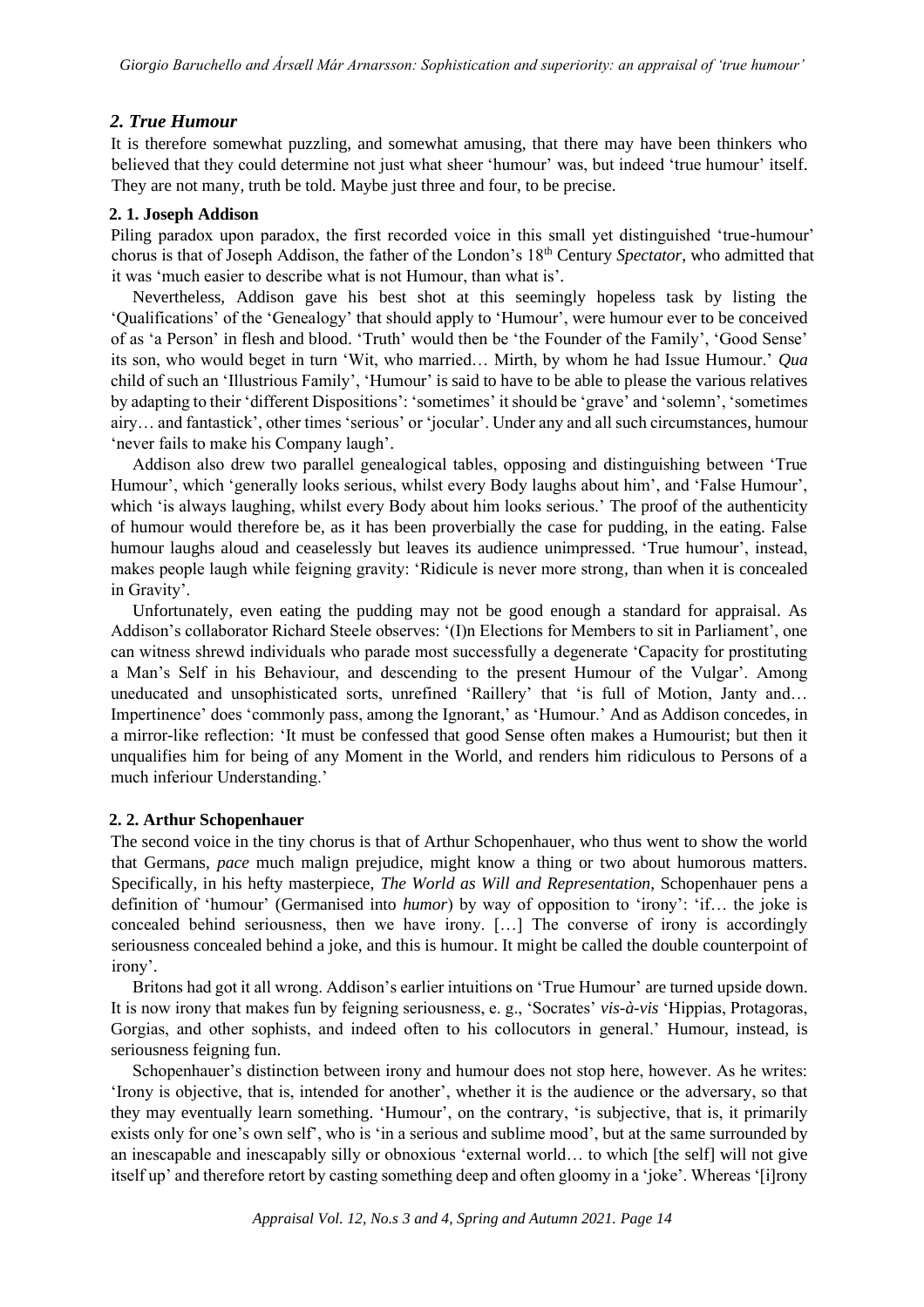## *2. True Humour*

It is therefore somewhat puzzling, and somewhat amusing, that there may have been thinkers who believed that they could determine not just what sheer 'humour' was, but indeed 'true humour' itself. They are not many, truth be told. Maybe just three and four, to be precise.

### 2. 1. Joseph Addison

Piling paradox upon paradox, the first recorded voice in this small yet distinguished 'true-humour' chorus is that of Joseph Addison, the father of the London's 18th Century *Spectator*, who admitted that it was 'much easier to describe what is not Humour, than what is'.

Nevertheless, Addison gave his best shot at this seemingly hopeless task by listing the 'Qualifications' of the 'Genealogy' that should apply to 'Humour', were humour ever to be conceived of as 'a Person' in flesh and blood. 'Truth' would then be 'the Founder of the Family', 'Good Sense' its son, who would beget in turn 'Wit, who married… Mirth, by whom he had Issue Humour.' *Qua* child of such an 'Illustrious Family', 'Humour' is said to have to be able to please the various relatives by adapting to their 'different Dispositions': 'sometimes' it should be 'grave' and 'solemn', 'sometimes airy… and fantastick', other times 'serious' or 'jocular'. Under any and all such circumstances, humour 'never fails to make his Company laugh'.

Addison also drew two parallel genealogical tables, opposing and distinguishing between 'True Humour', which 'generally looks serious, whilst every Body laughs about him', and 'False Humour', which 'is always laughing, whilst every Body about him looks serious.' The proof of the authenticity of humour would therefore be, as it has been proverbially the case for pudding, in the eating. False humour laughs aloud and ceaselessly but leaves its audience unimpressed. 'True humour', instead, makes people laugh while feigning gravity: 'Ridicule is never more strong, than when it is concealed in Gravity'.

Unfortunately, even eating the pudding may not be good enough a standard for appraisal. As Addison's collaborator Richard Steele observes: '(I)n Elections for Members to sit in Parliament', one can witness shrewd individuals who parade most successfully a degenerate 'Capacity for prostituting a Man's Self in his Behaviour, and descending to the present Humour of the Vulgar'. Among uneducated and unsophisticated sorts, unrefined 'Raillery' that 'is full of Motion, Janty and… Impertinence' does 'commonly pass, among the Ignorant,' as 'Humour.' And as Addison concedes, in a mirror-like reflection: 'It must be confessed that good Sense often makes a Humourist; but then it unqualifies him for being of any Moment in the World, and renders him ridiculous to Persons of a much inferiour Understanding.'

### 2. 2. Arthur Schopenhauer

The second voice in the tiny chorus is that of Arthur Schopenhauer, who thus went to show the world that Germans, *pace* much malign prejudice, might know a thing or two about humorous matters. Specifically, in his hefty masterpiece, *The World as Will and Representation*, Schopenhauer pens a definition of 'humour' (Germanised into *humor*) by way of opposition to 'irony': 'if… the joke is concealed behind seriousness, then we have irony. […] The converse of irony is accordingly seriousness concealed behind a joke, and this is humour. It might be called the double counterpoint of irony'.

Britons had got it all wrong. Addison's earlier intuitions on 'True Humour' are turned upside down. It is now irony that makes fun by feigning seriousness, e. g., 'Socrates' *vis-à-vis* 'Hippias, Protagoras, Gorgias, and other sophists, and indeed often to his collocutors in general.' Humour, instead, is seriousness feigning fun.

Schopenhauer's distinction between irony and humour does not stop here, however. As he writes: 'Irony is objective, that is, intended for another', whether it is the audience or the adversary, so that they may eventually learn something. 'Humour', on the contrary, 'is subjective, that is, it primarily exists only for one's own self', who is 'in a serious and sublime mood', but at the same surrounded by an inescapable and inescapably silly or obnoxious 'external world… to which [the self] will not give itself up' and therefore retort by casting something deep and often gloomy in a 'joke'. Whereas '[i]rony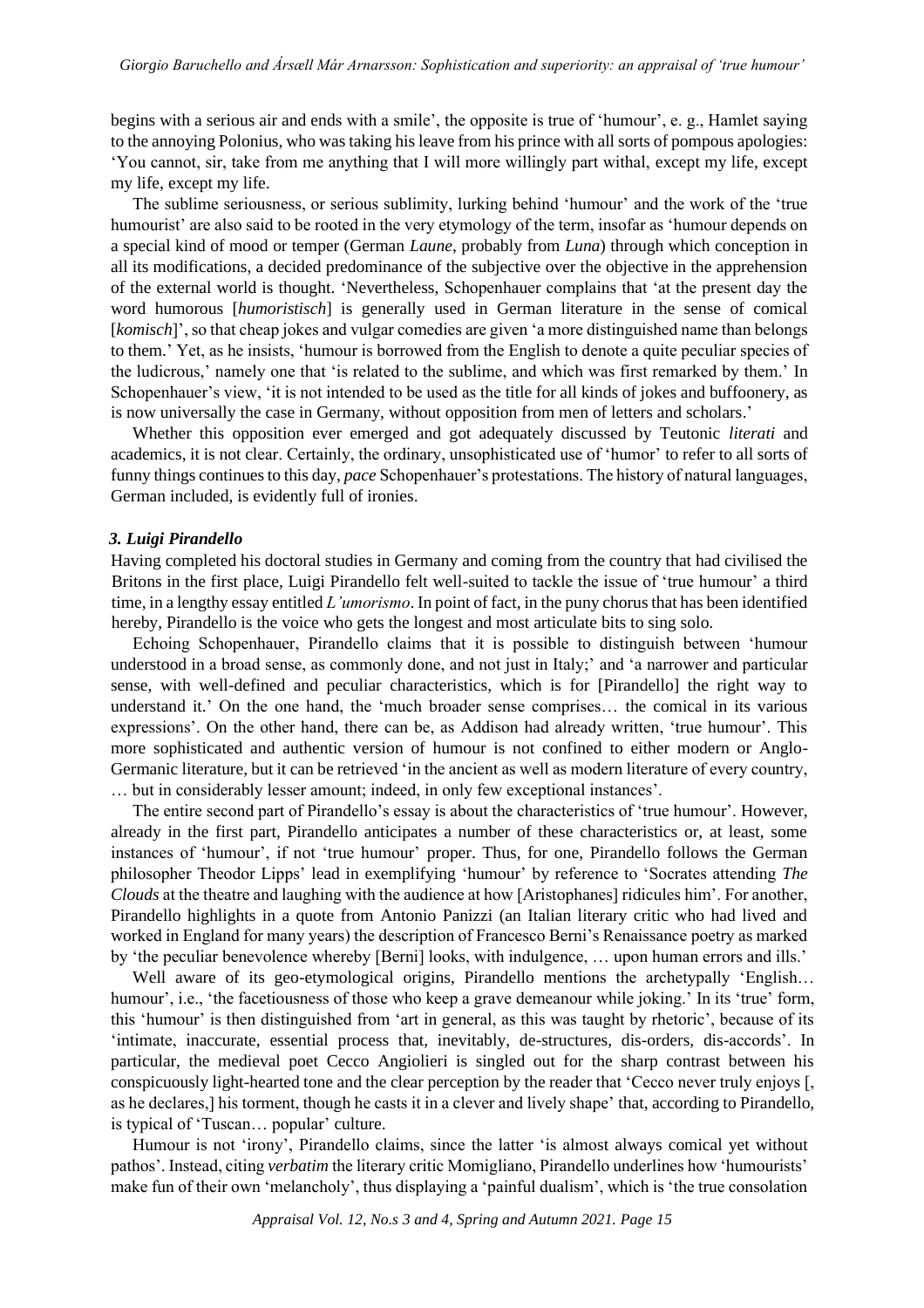begins with a serious air and ends with a smile', the opposite is true of 'humour', e. g., Hamlet saying to the annoying Polonius, who was taking his leave from his prince with all sorts of pompous apologies: 'You cannot, sir, take from me anything that I will more willingly part withal, except my life, except my life, except my life.

The sublime seriousness, or serious sublimity, lurking behind 'humour' and the work of the 'true humourist' are also said to be rooted in the very etymology of the term, insofar as 'humour depends on a special kind of mood or temper (German *Laune*, probably from *Luna*) through which conception in all its modifications, a decided predominance of the subjective over the objective in the apprehension of the external world is thought. 'Nevertheless, Schopenhauer complains that 'at the present day the word humorous [*humoristisch*] is generally used in German literature in the sense of comical [*komisch*]', so that cheap jokes and vulgar comedies are given 'a more distinguished name than belongs to them.' Yet, as he insists, 'humour is borrowed from the English to denote a quite peculiar species of the ludicrous,' namely one that 'is related to the sublime, and which was first remarked by them.' In Schopenhauer's view, 'it is not intended to be used as the title for all kinds of jokes and buffoonery, as is now universally the case in Germany, without opposition from men of letters and scholars.'

Whether this opposition ever emerged and got adequately discussed by Teutonic *literati* and academics, it is not clear. Certainly, the ordinary, unsophisticated use of 'humor' to refer to all sorts of funny things continues to this day, *pace* Schopenhauer's protestations. The history of natural languages, German included, is evidently full of ironies.

### *3. Luigi Pirandello*

Having completed his doctoral studies in Germany and coming from the country that had civilised the Britons in the first place, Luigi Pirandello felt well-suited to tackle the issue of 'true humour' a third time, in a lengthy essay entitled *L'umorismo*. In point of fact, in the puny chorus that has been identified hereby, Pirandello is the voice who gets the longest and most articulate bits to sing solo.

Echoing Schopenhauer, Pirandello claims that it is possible to distinguish between 'humour understood in a broad sense, as commonly done, and not just in Italy;' and 'a narrower and particular sense, with well-defined and peculiar characteristics, which is for [Pirandello] the right way to understand it.' On the one hand, the 'much broader sense comprises… the comical in its various expressions'. On the other hand, there can be, as Addison had already written, 'true humour'. This more sophisticated and authentic version of humour is not confined to either modern or Anglo-Germanic literature, but it can be retrieved 'in the ancient as well as modern literature of every country, … but in considerably lesser amount; indeed, in only few exceptional instances'.

The entire second part of Pirandello's essay is about the characteristics of 'true humour'. However, already in the first part, Pirandello anticipates a number of these characteristics or, at least, some instances of 'humour', if not 'true humour' proper. Thus, for one, Pirandello follows the German philosopher Theodor Lipps' lead in exemplifying 'humour' by reference to 'Socrates attending *The Clouds* at the theatre and laughing with the audience at how [Aristophanes] ridicules him'. For another, Pirandello highlights in a quote from Antonio Panizzi (an Italian literary critic who had lived and worked in England for many years) the description of Francesco Berni's Renaissance poetry as marked by 'the peculiar benevolence whereby [Berni] looks, with indulgence, … upon human errors and ills.'

Well aware of its geo-etymological origins, Pirandello mentions the archetypally 'English… humour', i.e., 'the facetiousness of those who keep a grave demeanour while joking.' In its 'true' form, this 'humour' is then distinguished from 'art in general, as this was taught by rhetoric', because of its 'intimate, inaccurate, essential process that, inevitably, de-structures, dis-orders, dis-accords'. In particular, the medieval poet Cecco Angiolieri is singled out for the sharp contrast between his conspicuously light-hearted tone and the clear perception by the reader that 'Cecco never truly enjoys [, as he declares,] his torment, though he casts it in a clever and lively shape' that, according to Pirandello, is typical of 'Tuscan… popular' culture.

Humour is not 'irony', Pirandello claims, since the latter 'is almost always comical yet without pathos'. Instead, citing *verbatim* the literary critic Momigliano, Pirandello underlines how 'humourists' make fun of their own 'melancholy', thus displaying a 'painful dualism', which is 'the true consolation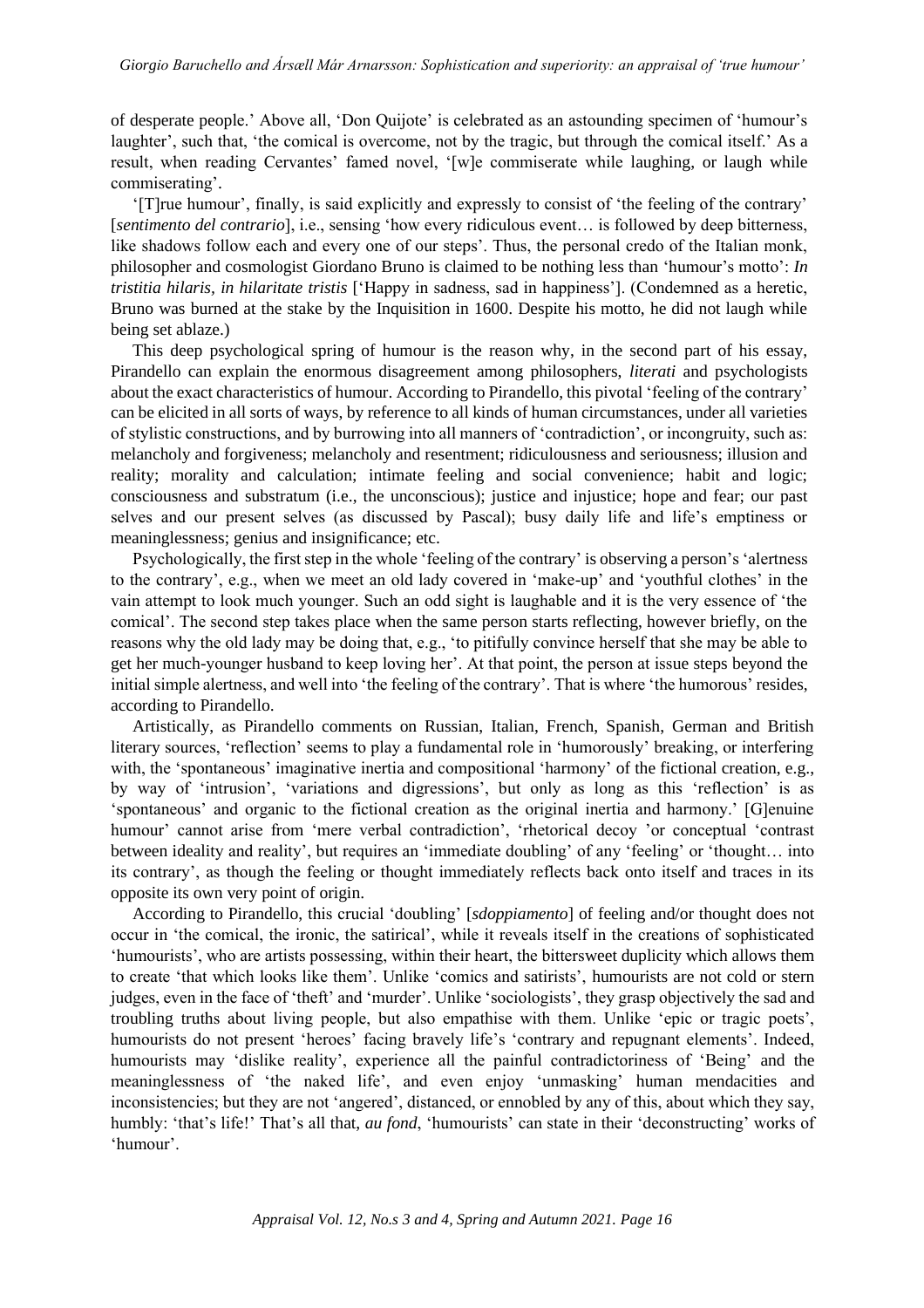of desperate people.' Above all, 'Don Quijote' is celebrated as an astounding specimen of 'humour's laughter', such that, 'the comical is overcome, not by the tragic, but through the comical itself.' As a result, when reading Cervantes' famed novel, '[w]e commiserate while laughing, or laugh while commiserating'.

'[T]rue humour', finally, is said explicitly and expressly to consist of 'the feeling of the contrary' [*sentimento del contrario*], i.e., sensing 'how every ridiculous event… is followed by deep bitterness, like shadows follow each and every one of our steps'. Thus, the personal credo of the Italian monk, philosopher and cosmologist Giordano Bruno is claimed to be nothing less than 'humour's motto': *In tristitia hilaris, in hilaritate tristis* ['Happy in sadness, sad in happiness']. (Condemned as a heretic, Bruno was burned at the stake by the Inquisition in 1600. Despite his motto, he did not laugh while being set ablaze.)

This deep psychological spring of humour is the reason why, in the second part of his essay, Pirandello can explain the enormous disagreement among philosophers, *literati* and psychologists about the exact characteristics of humour. According to Pirandello, this pivotal 'feeling of the contrary' can be elicited in all sorts of ways, by reference to all kinds of human circumstances, under all varieties of stylistic constructions, and by burrowing into all manners of 'contradiction', or incongruity, such as: melancholy and forgiveness; melancholy and resentment; ridiculousness and seriousness; illusion and reality; morality and calculation; intimate feeling and social convenience; habit and logic; consciousness and substratum (i.e., the unconscious); justice and injustice; hope and fear; our past selves and our present selves (as discussed by Pascal); busy daily life and life's emptiness or meaninglessness; genius and insignificance; etc.

Psychologically, the first step in the whole 'feeling of the contrary' is observing a person's 'alertness to the contrary', e.g., when we meet an old lady covered in 'make-up' and 'youthful clothes' in the vain attempt to look much younger. Such an odd sight is laughable and it is the very essence of 'the comical'. The second step takes place when the same person starts reflecting, however briefly, on the reasons why the old lady may be doing that, e.g., 'to pitifully convince herself that she may be able to get her much-younger husband to keep loving her'. At that point, the person at issue steps beyond the initial simple alertness, and well into 'the feeling of the contrary'. That is where 'the humorous' resides, according to Pirandello.

Artistically, as Pirandello comments on Russian, Italian, French, Spanish, German and British literary sources, 'reflection' seems to play a fundamental role in 'humorously' breaking, or interfering with, the 'spontaneous' imaginative inertia and compositional 'harmony' of the fictional creation, e.g., by way of 'intrusion', 'variations and digressions', but only as long as this 'reflection' is as 'spontaneous' and organic to the fictional creation as the original inertia and harmony.' [G]enuine humour' cannot arise from 'mere verbal contradiction', 'rhetorical decoy 'or conceptual 'contrast between ideality and reality', but requires an 'immediate doubling' of any 'feeling' or 'thought… into its contrary', as though the feeling or thought immediately reflects back onto itself and traces in its opposite its own very point of origin.

According to Pirandello, this crucial 'doubling' [*sdoppiamento*] of feeling and/or thought does not occur in 'the comical, the ironic, the satirical', while it reveals itself in the creations of sophisticated 'humourists', who are artists possessing, within their heart, the bittersweet duplicity which allows them to create 'that which looks like them'. Unlike 'comics and satirists', humourists are not cold or stern judges, even in the face of 'theft' and 'murder'. Unlike 'sociologists', they grasp objectively the sad and troubling truths about living people, but also empathise with them. Unlike 'epic or tragic poets', humourists do not present 'heroes' facing bravely life's 'contrary and repugnant elements'. Indeed, humourists may 'dislike reality', experience all the painful contradictoriness of 'Being' and the meaninglessness of 'the naked life', and even enjoy 'unmasking' human mendacities and inconsistencies; but they are not 'angered', distanced, or ennobled by any of this, about which they say, humbly: 'that's life!' That's all that, *au fond*, 'humourists' can state in their 'deconstructing' works of 'humour'.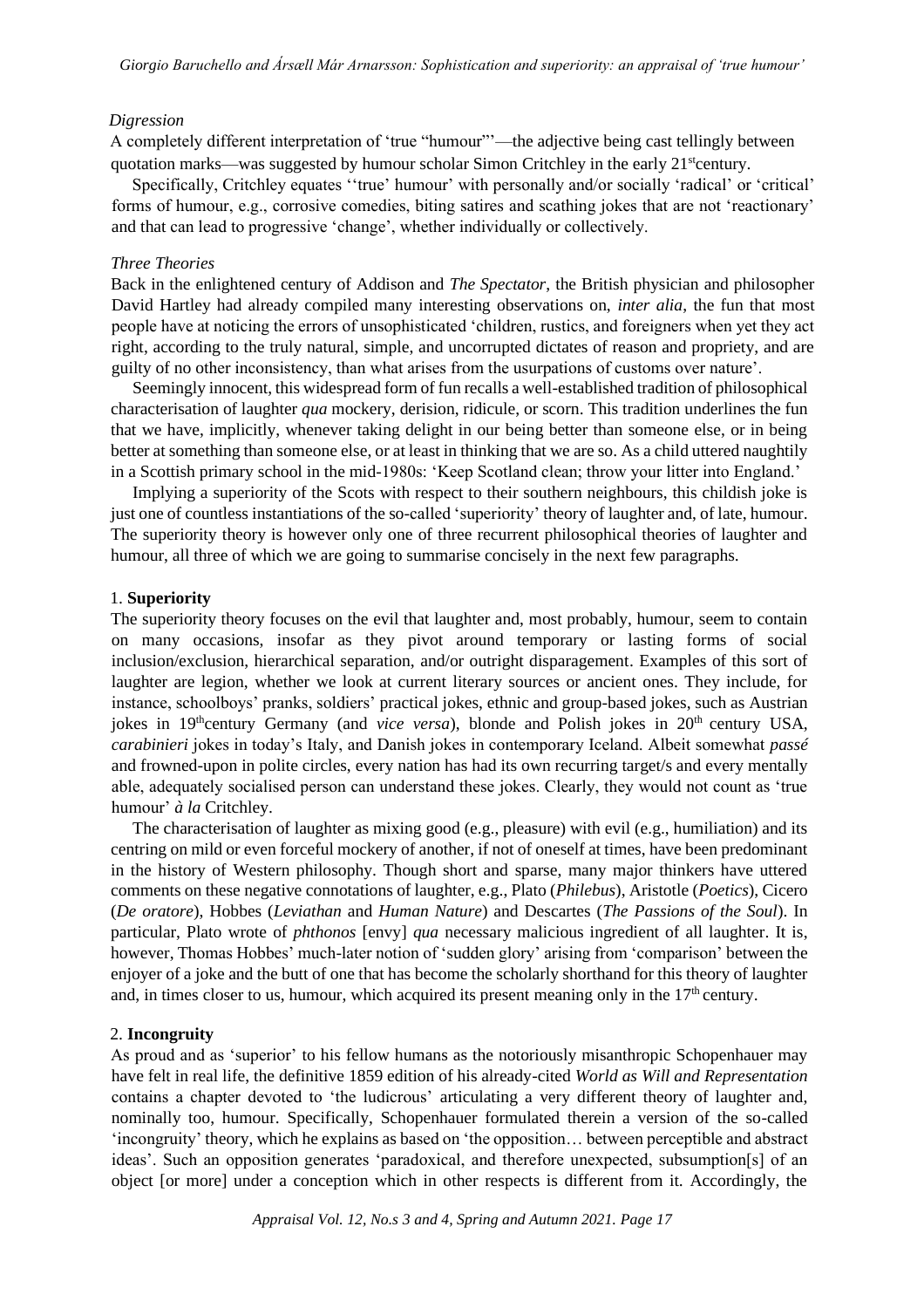*Digression*

A completely different interpretation of 'true "humour"'—the adjective being cast tellingly between quotation marks—was suggested by humour scholar Simon Critchley in the early 21st century.

Specifically, Critchley equates ''true' humour' with personally and/or socially 'radical' or 'critical' forms of humour, e.g., corrosive comedies, biting satires and scathing jokes that are not 'reactionary' and that can lead to progressive 'change', whether individually or collectively.

*Three Theories*

Back in the enlightened century of Addison and *The Spectator*, the British physician and philosopher David Hartley had already compiled many interesting observations on, *inter alia*, the fun that most people have at noticing the errors of unsophisticated 'children, rustics, and foreigners when yet they act right, according to the truly natural, simple, and uncorrupted dictates of reason and propriety, and are guilty of no other inconsistency, than what arises from the usurpations of customs over nature'.

Seemingly innocent, this widespread form of fun recalls a well-established tradition of philosophical characterisation of laughter *qua* mockery, derision, ridicule, or scorn. This tradition underlines the fun that we have, implicitly, whenever taking delight in our being better than someone else, or in being better at something than someone else, or at least in thinking that we are so. As a child uttered naughtily in a Scottish primary school in the mid-1980s: 'Keep Scotland clean; throw your litter into England.'

Implying a superiority of the Scots with respect to their southern neighbours, this childish joke is just one of countless instantiations of the so-called 'superiority' theory of laughter and, of late, humour. The superiority theory is however only one of three recurrent philosophical theories of laughter and humour, all three of which we are going to summarise concisely in the next few paragraphs.

1. **Superiority**

The superiority theory focuses on the evil that laughter and, most probably, humour, seem to contain on many occasions, insofar as they pivot around temporary or lasting forms of social inclusion/exclusion, hierarchical separation, and/or outright disparagement. Examples of this sort of laughter are legion, whether we look at current literary sources or ancient ones. They include, for instance, schoolboys' pranks, soldiers' practical jokes, ethnic and group-based jokes, such as Austrian jokes in 19th century Germany (and *vice versa*), blonde and Polish jokes in 20th century USA, *carabinieri* jokes in today's Italy, and Danish jokes in contemporary Iceland. Albeit somewhat *passé* and frowned-upon in polite circles, every nation has had its own recurring target/s and every mentally able, adequately socialised person can understand these jokes. Clearly, they would not count as 'true humour' *à la* Critchley.

The characterisation of laughter as mixing good (e.g., pleasure) with evil (e.g., humiliation) and its centring on mild or even forceful mockery of another, if not of oneself at times, have been predominant in the history of Western philosophy. Though short and sparse, many major thinkers have uttered comments on these negative connotations of laughter, e.g., Plato (*Philebus*), Aristotle (*Poetics*), Cicero (*De oratore*), Hobbes (*Leviathan* and *Human Nature*) and Descartes (*The Passions of the Soul*). In particular, Plato wrote of *phthonos* [envy] *qua* necessary malicious ingredient of all laughter. It is, however, Thomas Hobbes' much-later notion of 'sudden glory' arising from 'comparison' between the enjoyer of a joke and the butt of one that has become the scholarly shorthand for this theory of laughter and, in times closer to us, humour, which acquired its present meaning only in the 17th century.

2. **Incongruity**

As proud and as 'superior' to his fellow humans as the notoriously misanthropic Schopenhauer may have felt in real life, the definitive 1859 edition of his already-cited *World as Will and Representation* contains a chapter devoted to 'the ludicrous' articulating a very different theory of laughter and, nominally too, humour. Specifically, Schopenhauer formulated therein a version of the so-called 'incongruity' theory, which he explains as based on 'the opposition… between perceptible and abstract ideas'. Such an opposition generates 'paradoxical, and therefore unexpected, subsumption[s] of an object [or more] under a conception which in other respects is different from it. Accordingly, the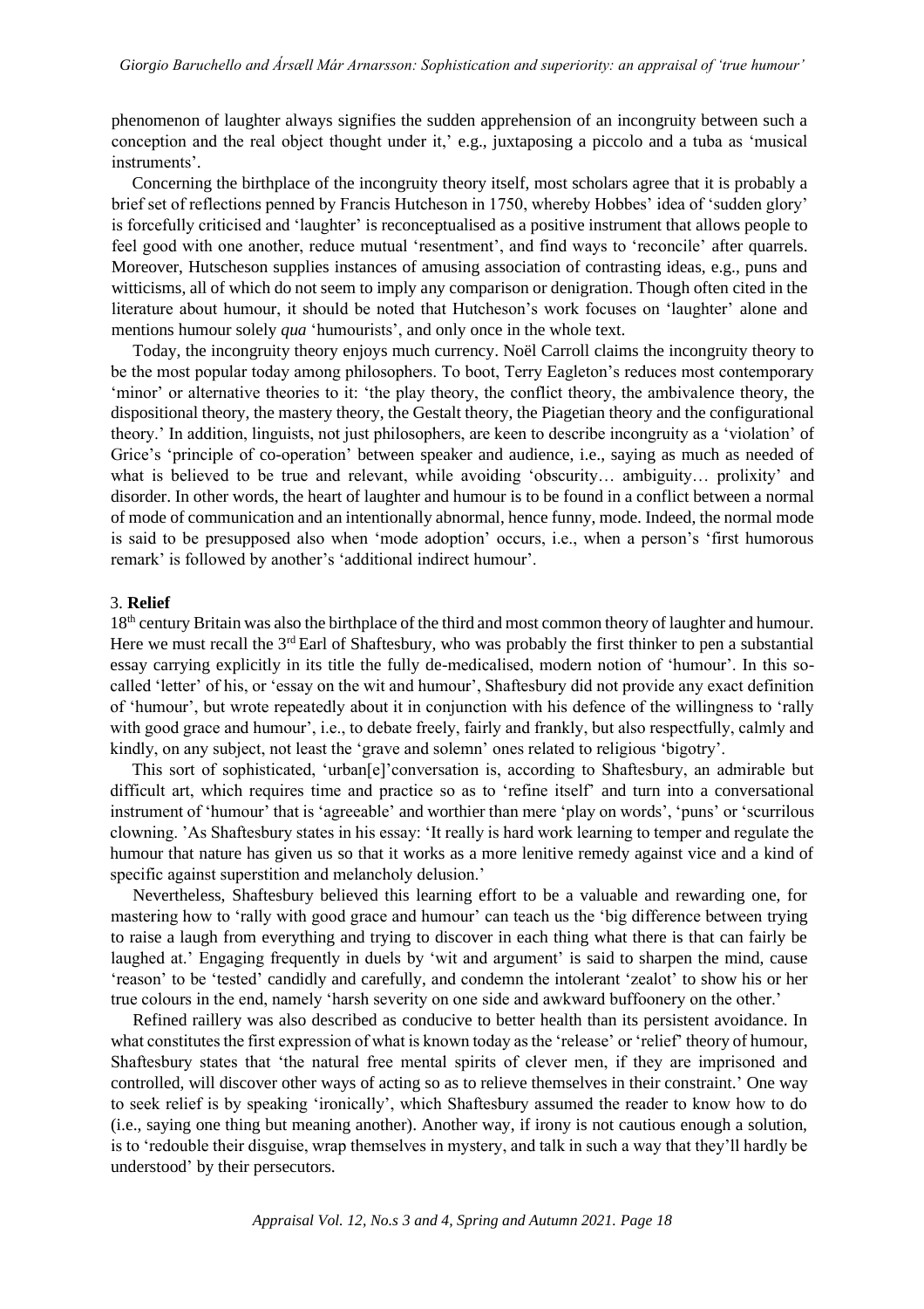phenomenon of laughter always signifies the sudden apprehension of an incongruity between such a conception and the real object thought under it,' e.g., juxtaposing a piccolo and a tuba as 'musical instruments'.

Concerning the birthplace of the incongruity theory itself, most scholars agree that it is probably a brief set of reflections penned by Francis Hutcheson in 1750, whereby Hobbes' idea of 'sudden glory' is forcefully criticised and 'laughter' is reconceptualised as a positive instrument that allows people to feel good with one another, reduce mutual 'resentment', and find ways to 'reconcile' after quarrels. Moreover, Hutscheson supplies instances of amusing association of contrasting ideas, e.g., puns and witticisms, all of which do not seem to imply any comparison or denigration. Though often cited in the literature about humour, it should be noted that Hutcheson's work focuses on 'laughter' alone and mentions humour solely *qua* 'humourists', and only once in the whole text.

Today, the incongruity theory enjoys much currency. Noël Carroll claims the incongruity theory to be the most popular today among philosophers. To boot, Terry Eagleton's reduces most contemporary 'minor' or alternative theories to it: 'the play theory, the conflict theory, the ambivalence theory, the dispositional theory, the mastery theory, the Gestalt theory, the Piagetian theory and the configurational theory.' In addition, linguists, not just philosophers, are keen to describe incongruity as a 'violation' of Grice's 'principle of co-operation' between speaker and audience, i.e., saying as much as needed of what is believed to be true and relevant, while avoiding 'obscurity… ambiguity… prolixity' and disorder. In other words, the heart of laughter and humour is to be found in a conflict between a normal of mode of communication and an intentionally abnormal, hence funny, mode. Indeed, the normal mode is said to be presupposed also when 'mode adoption' occurs, i.e., when a person's 'first humorous remark' is followed by another's 'additional indirect humour'.

### 3. **Relief**

18th century Britain was also the birthplace of the third and most common theory of laughter and humour. Here we must recall the 3rd Earl of Shaftesbury, who was probably the first thinker to pen a substantial essay carrying explicitly in its title the fully de-medicalised, modern notion of 'humour'. In this so-called 'letter' of his, or 'essay on the wit and humour', Shaftesbury did not provide any exact definition of 'humour', but wrote repeatedly about it in conjunction with his defence of the willingness to 'rally with good grace and humour', i.e., to debate freely, fairly and frankly, but also respectfully, calmly and kindly, on any subject, not least the 'grave and solemn' ones related to religious 'bigotry'.

This sort of sophisticated, 'urban[e]'conversation is, according to Shaftesbury, an admirable but difficult art, which requires time and practice so as to 'refine itself' and turn into a conversational instrument of 'humour' that is 'agreeable' and worthier than mere 'play on words', 'puns' or 'scurrilous clowning. 'As Shaftesbury states in his essay: 'It really is hard work learning to temper and regulate the humour that nature has given us so that it works as a more lenitive remedy against vice and a kind of specific against superstition and melancholy delusion.'

Nevertheless, Shaftesbury believed this learning effort to be a valuable and rewarding one, for mastering how to 'rally with good grace and humour' can teach us the 'big difference between trying to raise a laugh from everything and trying to discover in each thing what there is that can fairly be laughed at.' Engaging frequently in duels by 'wit and argument' is said to sharpen the mind, cause 'reason' to be 'tested' candidly and carefully, and condemn the intolerant 'zealot' to show his or her true colours in the end, namely 'harsh severity on one side and awkward buffoonery on the other.'

Refined raillery was also described as conducive to better health than its persistent avoidance. In what constitutes the first expression of what is known today as the 'release' or 'relief' theory of humour, Shaftesbury states that 'the natural free mental spirits of clever men, if they are imprisoned and controlled, will discover other ways of acting so as to relieve themselves in their constraint.' One way to seek relief is by speaking 'ironically', which Shaftesbury assumed the reader to know how to do (i.e., saying one thing but meaning another). Another way, if irony is not cautious enough a solution, is to 'redouble their disguise, wrap themselves in mystery, and talk in such a way that they'll hardly be understood' by their persecutors.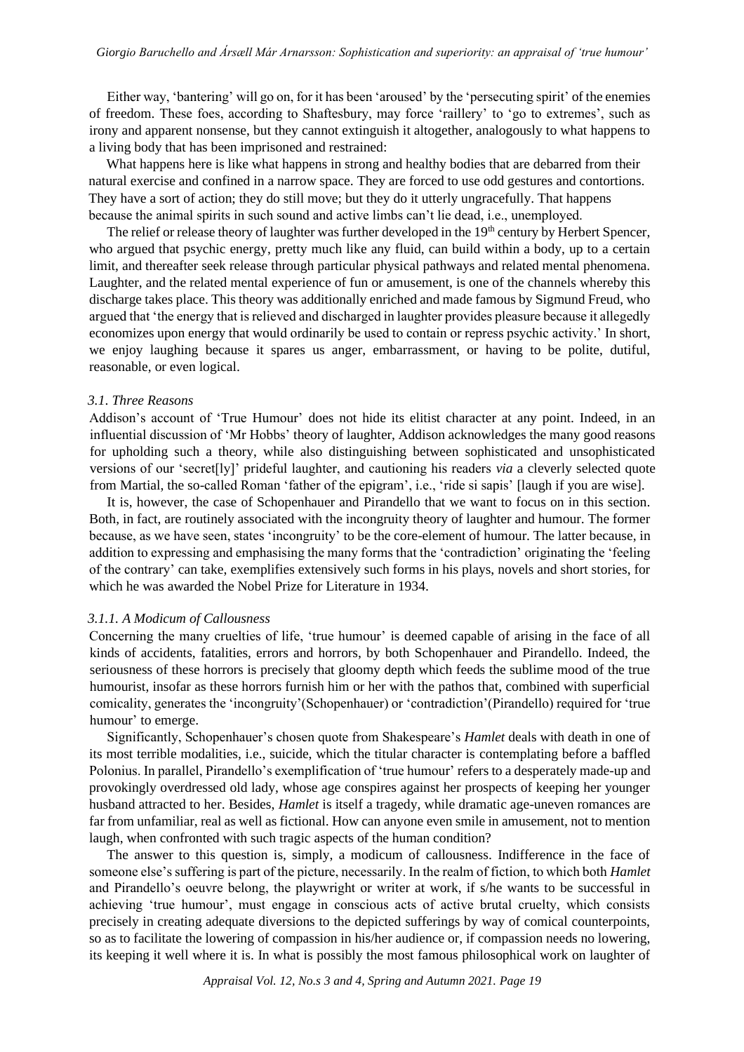Either way, 'bantering' will go on, for it has been 'aroused' by the 'persecuting spirit' of the enemies of freedom. These foes, according to Shaftesbury, may force 'raillery' to 'go to extremes', such as irony and apparent nonsense, but they cannot extinguish it altogether, analogously to what happens to a living body that has been imprisoned and restrained:

> What happens here is like what happens in strong and healthy bodies that are debarred from their natural exercise and confined in a narrow space. They are forced to use odd gestures and contortions. They have a sort of action; they do still move; but they do it utterly ungracefully. That happens because the animal spirits in such sound and active limbs can't lie dead, i.e., unemployed.

The relief or release theory of laughter was further developed in the 19th century by Herbert Spencer, who argued that psychic energy, pretty much like any fluid, can build within a body, up to a certain limit, and thereafter seek release through particular physical pathways and related mental phenomena. Laughter, and the related mental experience of fun or amusement, is one of the channels whereby this discharge takes place. This theory was additionally enriched and made famous by Sigmund Freud, who argued that 'the energy that is relieved and discharged in laughter provides pleasure because it allegedly economizes upon energy that would ordinarily be used to contain or repress psychic activity.' In short, we enjoy laughing because it spares us anger, embarrassment, or having to be polite, dutiful, reasonable, or even logical.

### *3.1. Three Reasons*

Addison's account of 'True Humour' does not hide its elitist character at any point. Indeed, in an influential discussion of 'Mr Hobbs' theory of laughter, Addison acknowledges the many good reasons for upholding such a theory, while also distinguishing between sophisticated and unsophisticated versions of our 'secret[ly]' prideful laughter, and cautioning his readers *via* a cleverly selected quote from Martial, the so-called Roman 'father of the epigram', i.e., 'ride si sapis' [laugh if you are wise].

It is, however, the case of Schopenhauer and Pirandello that we want to focus on in this section. Both, in fact, are routinely associated with the incongruity theory of laughter and humour. The former because, as we have seen, states 'incongruity' to be the core-element of humour. The latter because, in addition to expressing and emphasising the many forms that the 'contradiction' originating the 'feeling of the contrary' can take, exemplifies extensively such forms in his plays, novels and short stories, for which he was awarded the Nobel Prize for Literature in 1934.

#### *3.1.1. A Modicum of Callousness*

Concerning the many cruelties of life, 'true humour' is deemed capable of arising in the face of all kinds of accidents, fatalities, errors and horrors, by both Schopenhauer and Pirandello. Indeed, the seriousness of these horrors is precisely that gloomy depth which feeds the sublime mood of the true humourist, insofar as these horrors furnish him or her with the pathos that, combined with superficial comicality, generates the 'incongruity'(Schopenhauer) or 'contradiction'(Pirandello) required for 'true humour' to emerge.

Significantly, Schopenhauer's chosen quote from Shakespeare's *Hamlet* deals with death in one of its most terrible modalities, i.e., suicide, which the titular character is contemplating before a baffled Polonius. In parallel, Pirandello's exemplification of 'true humour' refers to a desperately made-up and provokingly overdressed old lady, whose age conspires against her prospects of keeping her younger husband attracted to her. Besides, *Hamlet* is itself a tragedy, while dramatic age-uneven romances are far from unfamiliar, real as well as fictional. How can anyone even smile in amusement, not to mention laugh, when confronted with such tragic aspects of the human condition?

The answer to this question is, simply, a modicum of callousness. Indifference in the face of someone else's suffering is part of the picture, necessarily. In the realm of fiction, to which both *Hamlet* and Pirandello's oeuvre belong, the playwright or writer at work, if s/he wants to be successful in achieving 'true humour', must engage in conscious acts of active brutal cruelty, which consists precisely in creating adequate diversions to the depicted sufferings by way of comical counterpoints, so as to facilitate the lowering of compassion in his/her audience or, if compassion needs no lowering, its keeping it well where it is. In what is possibly the most famous philosophical work on laughter of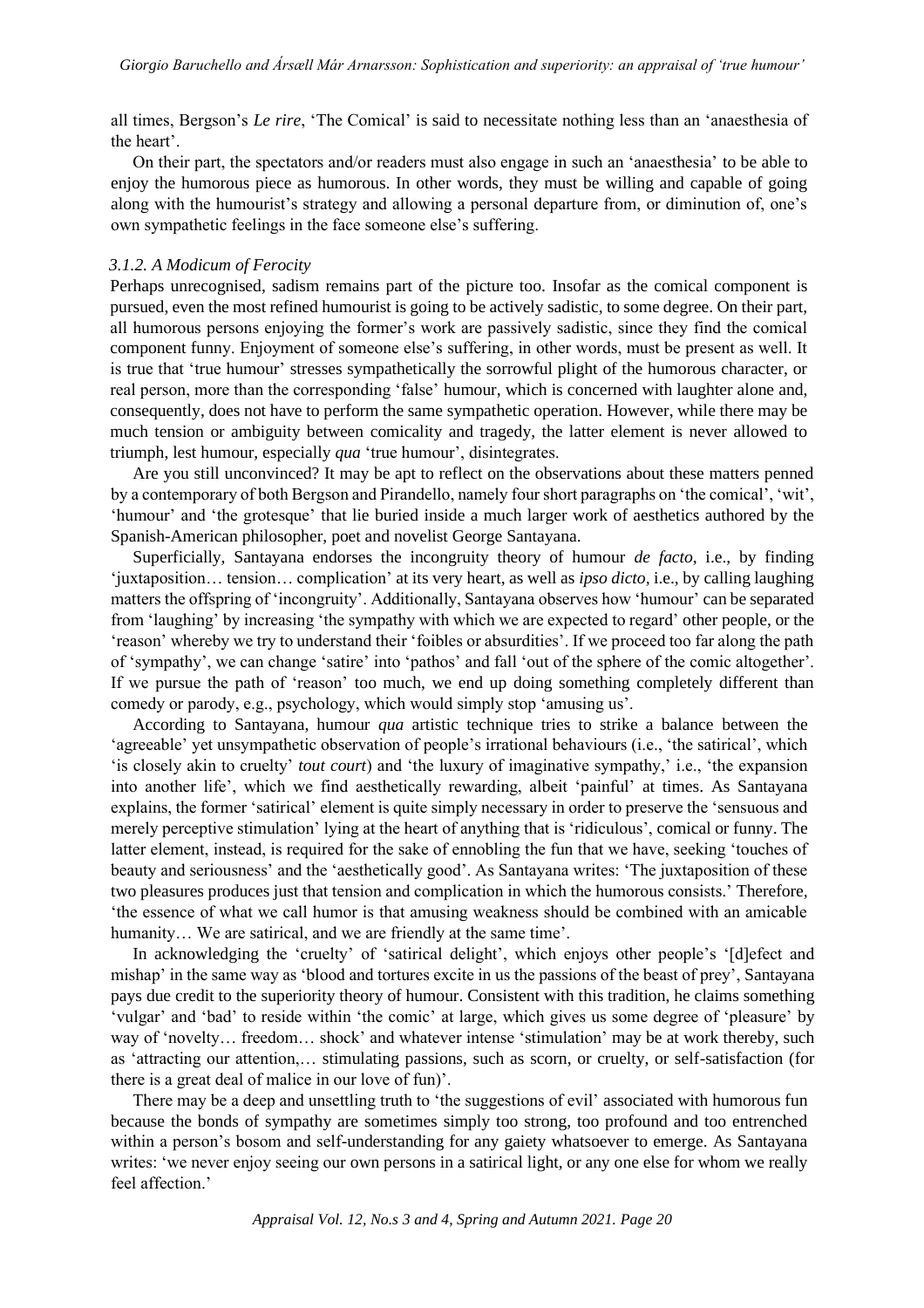all times, Bergson's *Le rire*, 'The Comical' is said to necessitate nothing less than an 'anaesthesia of the heart'.

On their part, the spectators and/or readers must also engage in such an 'anaesthesia' to be able to enjoy the humorous piece as humorous. In other words, they must be willing and capable of going along with the humourist's strategy and allowing a personal departure from, or diminution of, one's own sympathetic feelings in the face someone else's suffering.

### *3.1.2. A Modicum of Ferocity*

Perhaps unrecognised, sadism remains part of the picture too. Insofar as the comical component is pursued, even the most refined humourist is going to be actively sadistic, to some degree. On their part, all humorous persons enjoying the former's work are passively sadistic, since they find the comical component funny. Enjoyment of someone else's suffering, in other words, must be present as well. It is true that 'true humour' stresses sympathetically the sorrowful plight of the humorous character, or real person, more than the corresponding 'false' humour, which is concerned with laughter alone and, consequently, does not have to perform the same sympathetic operation. However, while there may be much tension or ambiguity between comicality and tragedy, the latter element is never allowed to triumph, lest humour, especially *qua* 'true humour', disintegrates.

Are you still unconvinced? It may be apt to reflect on the observations about these matters penned by a contemporary of both Bergson and Pirandello, namely four short paragraphs on 'the comical', 'wit', 'humour' and 'the grotesque' that lie buried inside a much larger work of aesthetics authored by the Spanish-American philosopher, poet and novelist George Santayana.

Superficially, Santayana endorses the incongruity theory of humour *de facto*, i.e., by finding 'juxtaposition… tension… complication' at its very heart, as well as *ipso dicto*, i.e., by calling laughing matters the offspring of 'incongruity'. Additionally, Santayana observes how 'humour' can be separated from 'laughing' by increasing 'the sympathy with which we are expected to regard' other people, or the 'reason' whereby we try to understand their 'foibles or absurdities'. If we proceed too far along the path of 'sympathy', we can change 'satire' into 'pathos' and fall 'out of the sphere of the comic altogether'. If we pursue the path of 'reason' too much, we end up doing something completely different than comedy or parody, e.g., psychology, which would simply stop 'amusing us'.

According to Santayana, humour *qua* artistic technique tries to strike a balance between the 'agreeable' yet unsympathetic observation of people's irrational behaviours (i.e., 'the satirical', which 'is closely akin to cruelty' *tout court*) and 'the luxury of imaginative sympathy,' i.e., 'the expansion into another life', which we find aesthetically rewarding, albeit 'painful' at times. As Santayana explains, the former 'satirical' element is quite simply necessary in order to preserve the 'sensuous and merely perceptive stimulation' lying at the heart of anything that is 'ridiculous', comical or funny. The latter element, instead, is required for the sake of ennobling the fun that we have, seeking 'touches of beauty and seriousness' and the 'aesthetically good'. As Santayana writes: 'The juxtaposition of these two pleasures produces just that tension and complication in which the humorous consists.' Therefore, 'the essence of what we call humor is that amusing weakness should be combined with an amicable humanity… We are satirical, and we are friendly at the same time'.

In acknowledging the 'cruelty' of 'satirical delight', which enjoys other people's '[d]efect and mishap' in the same way as 'blood and tortures excite in us the passions of the beast of prey', Santayana pays due credit to the superiority theory of humour. Consistent with this tradition, he claims something 'vulgar' and 'bad' to reside within 'the comic' at large, which gives us some degree of 'pleasure' by way of 'novelty… freedom… shock' and whatever intense 'stimulation' may be at work thereby, such as 'attracting our attention,… stimulating passions, such as scorn, or cruelty, or self-satisfaction (for there is a great deal of malice in our love of fun)'.

There may be a deep and unsettling truth to 'the suggestions of evil' associated with humorous fun because the bonds of sympathy are sometimes simply too strong, too profound and too entrenched within a person's bosom and self-understanding for any gaiety whatsoever to emerge. As Santayana writes: 'we never enjoy seeing our own persons in a satirical light, or any one else for whom we really feel affection.'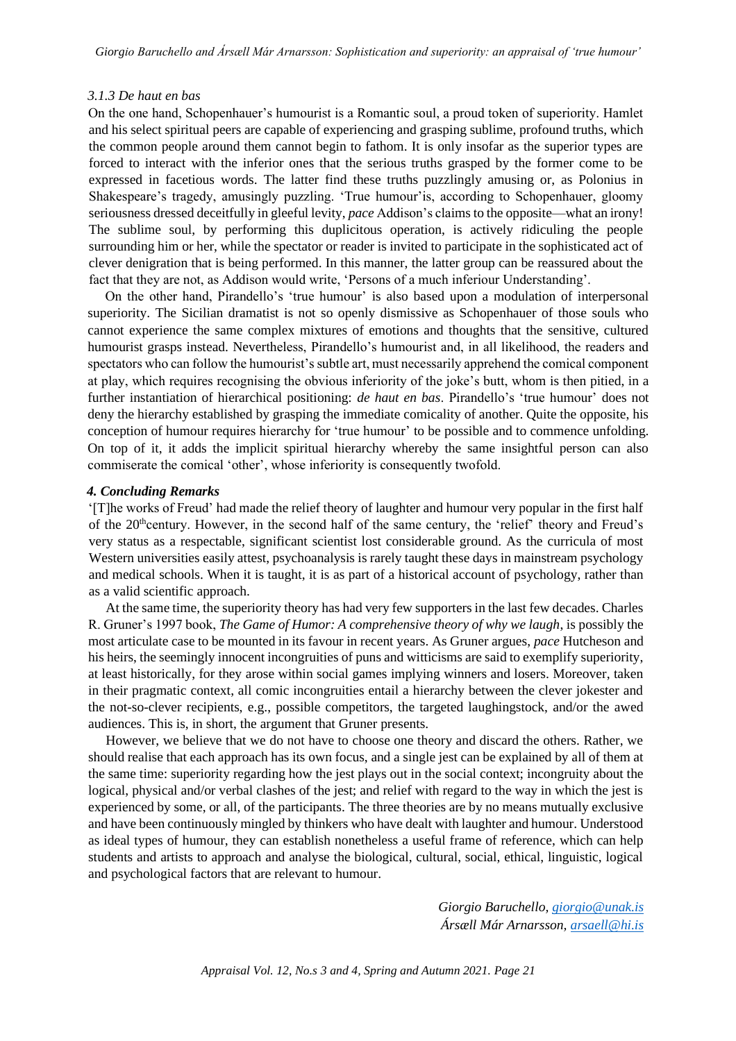### 3.1.3 *De haut en bas*

On the one hand, Schopenhauer's humourist is a Romantic soul, a proud token of superiority. Hamlet and his select spiritual peers are capable of experiencing and grasping sublime, profound truths, which the common people around them cannot begin to fathom. It is only insofar as the superior types are forced to interact with the inferior ones that the serious truths grasped by the former come to be expressed in facetious words. The latter find these truths puzzlingly amusing or, as Polonius in Shakespeare's tragedy, amusingly puzzling. 'True humour'is, according to Schopenhauer, gloomy seriousness dressed deceitfully in gleeful levity, *pace* Addison's claims to the opposite—what an irony! The sublime soul, by performing this duplicitous operation, is actively ridiculing the people surrounding him or her, while the spectator or reader is invited to participate in the sophisticated act of clever denigration that is being performed. In this manner, the latter group can be reassured about the fact that they are not, as Addison would write, 'Persons of a much inferiour Understanding'.

On the other hand, Pirandello's 'true humour' is also based upon a modulation of interpersonal superiority. The Sicilian dramatist is not so openly dismissive as Schopenhauer of those souls who cannot experience the same complex mixtures of emotions and thoughts that the sensitive, cultured humourist grasps instead. Nevertheless, Pirandello's humourist and, in all likelihood, the readers and spectators who can follow the humourist's subtle art, must necessarily apprehend the comical component at play, which requires recognising the obvious inferiority of the joke's butt, whom is then pitied, in a further instantiation of hierarchical positioning: *de haut en bas*. Pirandello's 'true humour' does not deny the hierarchy established by grasping the immediate comicality of another. Quite the opposite, his conception of humour requires hierarchy for 'true humour' to be possible and to commence unfolding. On top of it, it adds the implicit spiritual hierarchy whereby the same insightful person can also commiserate the comical 'other', whose inferiority is consequently twofold.

## 4. Concluding Remarks

'[T]he works of Freud' had made the relief theory of laughter and humour very popular in the first half of the 20th century. However, in the second half of the same century, the 'relief' theory and Freud's very status as a respectable, significant scientist lost considerable ground. As the curricula of most Western universities easily attest, psychoanalysis is rarely taught these days in mainstream psychology and medical schools. When it is taught, it is as part of a historical account of psychology, rather than as a valid scientific approach.

At the same time, the superiority theory has had very few supporters in the last few decades. Charles R. Gruner's 1997 book, *The Game of Humor: A comprehensive theory of why we laugh*, is possibly the most articulate case to be mounted in its favour in recent years. As Gruner argues, *pace* Hutcheson and his heirs, the seemingly innocent incongruities of puns and witticisms are said to exemplify superiority, at least historically, for they arose within social games implying winners and losers. Moreover, taken in their pragmatic context, all comic incongruities entail a hierarchy between the clever jokester and the not-so-clever recipients, e.g., possible competitors, the targeted laughingstock, and/or the awed audiences. This is, in short, the argument that Gruner presents.

However, we believe that we do not have to choose one theory and discard the others. Rather, we should realise that each approach has its own focus, and a single jest can be explained by all of them at the same time: superiority regarding how the jest plays out in the social context; incongruity about the logical, physical and/or verbal clashes of the jest; and relief with regard to the way in which the jest is experienced by some, or all, of the participants. The three theories are by no means mutually exclusive and have been continuously mingled by thinkers who have dealt with laughter and humour. Understood as ideal types of humour, they can establish nonetheless a useful frame of reference, which can help students and artists to approach and analyse the biological, cultural, social, ethical, linguistic, logical and psychological factors that are relevant to humour.

*Giorgio Baruchello, giorgio@unak.is*
*Ársæll Már Arnarsson, arsaell@hi.is*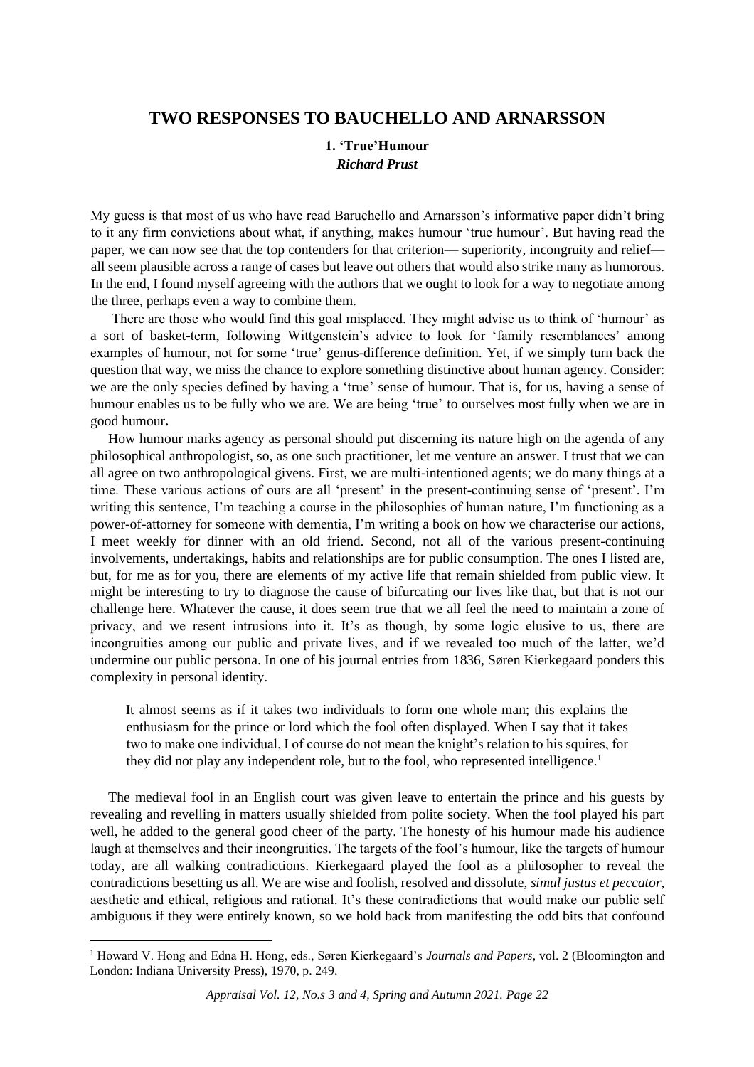# TWO RESPONSES TO BAUCHELLO AND ARNARSSON

## 1. 'True'Humour

### *Richard Prust*

My guess is that most of us who have read Baruchello and Arnarsson's informative paper didn't bring to it any firm convictions about what, if anything, makes humour 'true humour'. But having read the paper, we can now see that the top contenders for that criterion— superiority, incongruity and relief— all seem plausible across a range of cases but leave out others that would also strike many as humorous. In the end, I found myself agreeing with the authors that we ought to look for a way to negotiate among the three, perhaps even a way to combine them.

There are those who would find this goal misplaced. They might advise us to think of 'humour' as a sort of basket-term, following Wittgenstein's advice to look for 'family resemblances' among examples of humour, not for some 'true' genus-difference definition. Yet, if we simply turn back the question that way, we miss the chance to explore something distinctive about human agency. Consider: we are the only species defined by having a 'true' sense of humour. That is, for us, having a sense of humour enables us to be fully who we are. We are being 'true' to ourselves most fully when we are in good humour**.**

How humour marks agency as personal should put discerning its nature high on the agenda of any philosophical anthropologist, so, as one such practitioner, let me venture an answer. I trust that we can all agree on two anthropological givens. First, we are multi-intentioned agents; we do many things at a time. These various actions of ours are all 'present' in the present-continuing sense of 'present'. I'm writing this sentence, I'm teaching a course in the philosophies of human nature, I'm functioning as a power-of-attorney for someone with dementia, I'm writing a book on how we characterise our actions, I meet weekly for dinner with an old friend. Second, not all of the various present-continuing involvements, undertakings, habits and relationships are for public consumption. The ones I listed are, but, for me as for you, there are elements of my active life that remain shielded from public view. It might be interesting to try to diagnose the cause of bifurcating our lives like that, but that is not our challenge here. Whatever the cause, it does seem true that we all feel the need to maintain a zone of privacy, and we resent intrusions into it. It's as though, by some logic elusive to us, there are incongruities among our public and private lives, and if we revealed too much of the latter, we'd undermine our public persona. In one of his journal entries from 1836, Søren Kierkegaard ponders this complexity in personal identity.

> It almost seems as if it takes two individuals to form one whole man; this explains the enthusiasm for the prince or lord which the fool often displayed. When I say that it takes two to make one individual, I of course do not mean the knight's relation to his squires, for they did not play any independent role, but to the fool, who represented intelligence.[1]

The medieval fool in an English court was given leave to entertain the prince and his guests by revealing and revelling in matters usually shielded from polite society. When the fool played his part well, he added to the general good cheer of the party. The honesty of his humour made his audience laugh at themselves and their incongruities. The targets of the fool's humour, like the targets of humour today, are all walking contradictions. Kierkegaard played the fool as a philosopher to reveal the contradictions besetting us all. We are wise and foolish, resolved and dissolute, *simul justus et peccator*, aesthetic and ethical, religious and rational. It's these contradictions that would make our public self ambiguous if they were entirely known, so we hold back from manifesting the odd bits that confound

---

[1] Howard V. Hong and Edna H. Hong, eds., Søren Kierkegaard's *Journals and Papers*, vol. 2 (Bloomington and London: Indiana University Press), 1970, p. 249.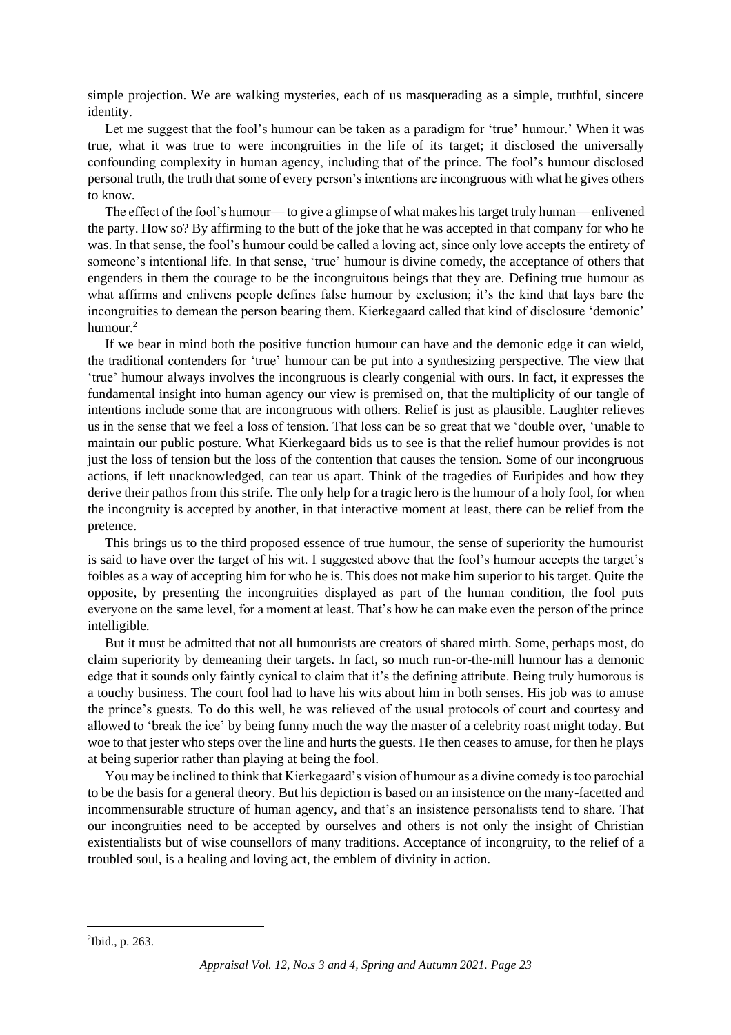simple projection. We are walking mysteries, each of us masquerading as a simple, truthful, sincere identity.

Let me suggest that the fool's humour can be taken as a paradigm for 'true' humour.' When it was true, what it was true to were incongruities in the life of its target; it disclosed the universally confounding complexity in human agency, including that of the prince. The fool's humour disclosed personal truth, the truth that some of every person's intentions are incongruous with what he gives others to know.

The effect of the fool's humour— to give a glimpse of what makes his target truly human— enlivened the party. How so? By affirming to the butt of the joke that he was accepted in that company for who he was. In that sense, the fool's humour could be called a loving act, since only love accepts the entirety of someone's intentional life. In that sense, 'true' humour is divine comedy, the acceptance of others that engenders in them the courage to be the incongruitous beings that they are. Defining true humour as what affirms and enlivens people defines false humour by exclusion; it's the kind that lays bare the incongruities to demean the person bearing them. Kierkegaard called that kind of disclosure 'demonic' humour.[2]

If we bear in mind both the positive function humour can have and the demonic edge it can wield, the traditional contenders for 'true' humour can be put into a synthesizing perspective. The view that 'true' humour always involves the incongruous is clearly congenial with ours. In fact, it expresses the fundamental insight into human agency our view is premised on, that the multiplicity of our tangle of intentions include some that are incongruous with others. Relief is just as plausible. Laughter relieves us in the sense that we feel a loss of tension. That loss can be so great that we 'double over, 'unable to maintain our public posture. What Kierkegaard bids us to see is that the relief humour provides is not just the loss of tension but the loss of the contention that causes the tension. Some of our incongruous actions, if left unacknowledged, can tear us apart. Think of the tragedies of Euripides and how they derive their pathos from this strife. The only help for a tragic hero is the humour of a holy fool, for when the incongruity is accepted by another, in that interactive moment at least, there can be relief from the pretence.

This brings us to the third proposed essence of true humour, the sense of superiority the humourist is said to have over the target of his wit. I suggested above that the fool's humour accepts the target's foibles as a way of accepting him for who he is. This does not make him superior to his target. Quite the opposite, by presenting the incongruities displayed as part of the human condition, the fool puts everyone on the same level, for a moment at least. That's how he can make even the person of the prince intelligible.

But it must be admitted that not all humourists are creators of shared mirth. Some, perhaps most, do claim superiority by demeaning their targets. In fact, so much run-or-the-mill humour has a demonic edge that it sounds only faintly cynical to claim that it's the defining attribute. Being truly humorous is a touchy business. The court fool had to have his wits about him in both senses. His job was to amuse the prince's guests. To do this well, he was relieved of the usual protocols of court and courtesy and allowed to 'break the ice' by being funny much the way the master of a celebrity roast might today. But woe to that jester who steps over the line and hurts the guests. He then ceases to amuse, for then he plays at being superior rather than playing at being the fool.

You may be inclined to think that Kierkegaard's vision of humour as a divine comedy is too parochial to be the basis for a general theory. But his depiction is based on an insistence on the many-facetted and incommensurable structure of human agency, and that's an insistence personalists tend to share. That our incongruities need to be accepted by ourselves and others is not only the insight of Christian existentialists but of wise counsellors of many traditions. Acceptance of incongruity, to the relief of a troubled soul, is a healing and loving act, the emblem of divinity in action.

---

[2] Ibid., p. 263.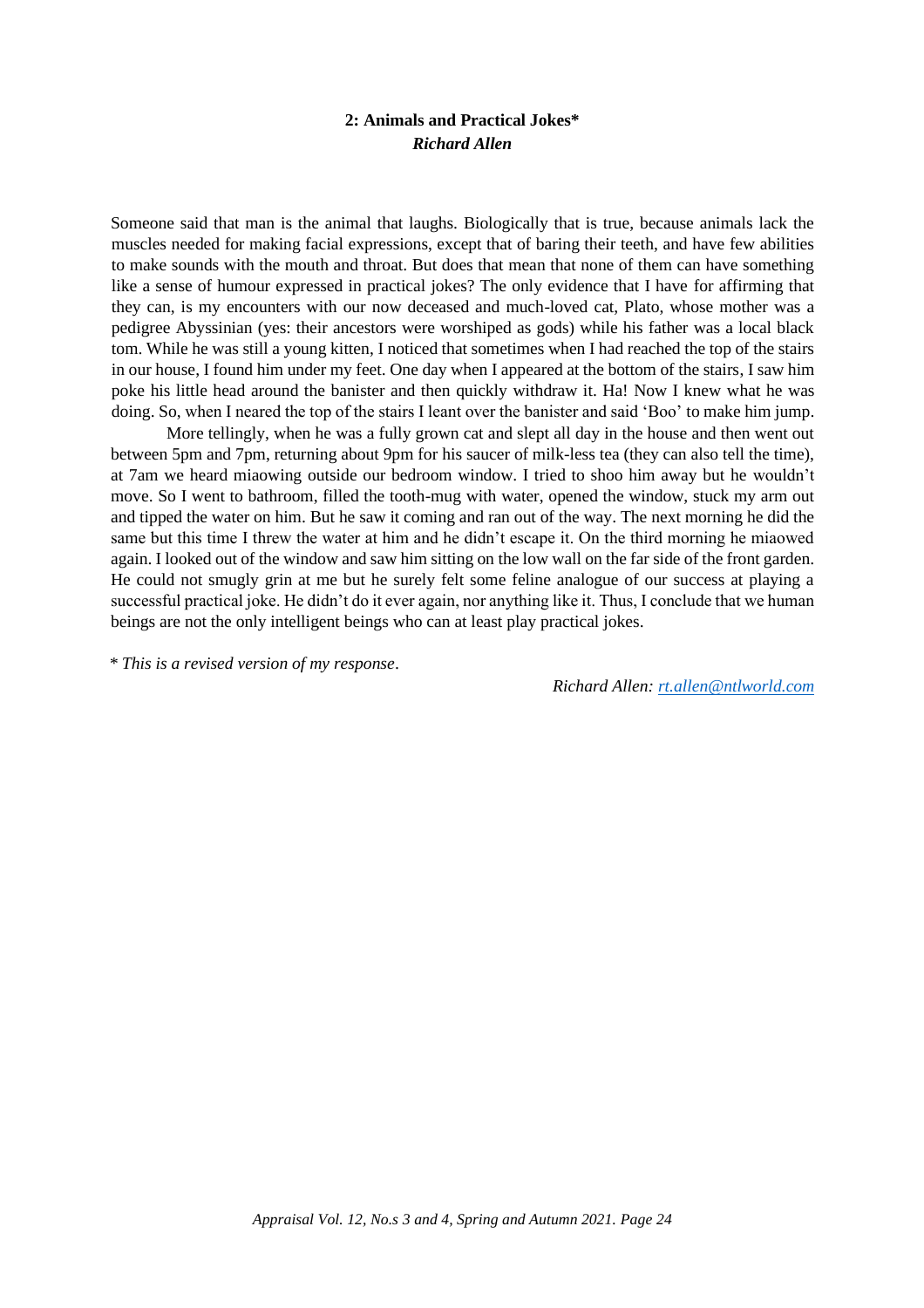## 2: Animals and Practical Jokes*

***Richard Allen***

Someone said that man is the animal that laughs. Biologically that is true, because animals lack the muscles needed for making facial expressions, except that of baring their teeth, and have few abilities to make sounds with the mouth and throat. But does that mean that none of them can have something like a sense of humour expressed in practical jokes? The only evidence that I have for affirming that they can, is my encounters with our now deceased and much-loved cat, Plato, whose mother was a pedigree Abyssinian (yes: their ancestors were worshiped as gods) while his father was a local black tom. While he was still a young kitten, I noticed that sometimes when I had reached the top of the stairs in our house, I found him under my feet. One day when I appeared at the bottom of the stairs, I saw him poke his little head around the banister and then quickly withdraw it. Ha! Now I knew what he was doing. So, when I neared the top of the stairs I leant over the banister and said 'Boo' to make him jump.

More tellingly, when he was a fully grown cat and slept all day in the house and then went out between 5pm and 7pm, returning about 9pm for his saucer of milk-less tea (they can also tell the time), at 7am we heard miaowing outside our bedroom window. I tried to shoo him away but he wouldn't move. So I went to bathroom, filled the tooth-mug with water, opened the window, stuck my arm out and tipped the water on him. But he saw it coming and ran out of the way. The next morning he did the same but this time I threw the water at him and he didn't escape it. On the third morning he miaowed again. I looked out of the window and saw him sitting on the low wall on the far side of the front garden. He could not smugly grin at me but he surely felt some feline analogue of our success at playing a successful practical joke. He didn't do it ever again, nor anything like it. Thus, I conclude that we human beings are not the only intelligent beings who can at least play practical jokes.

* *This is a revised version of my response*.

*Richard Allen:* [rt.allen@ntlworld.com](mailto:rt.allen@ntlworld.com)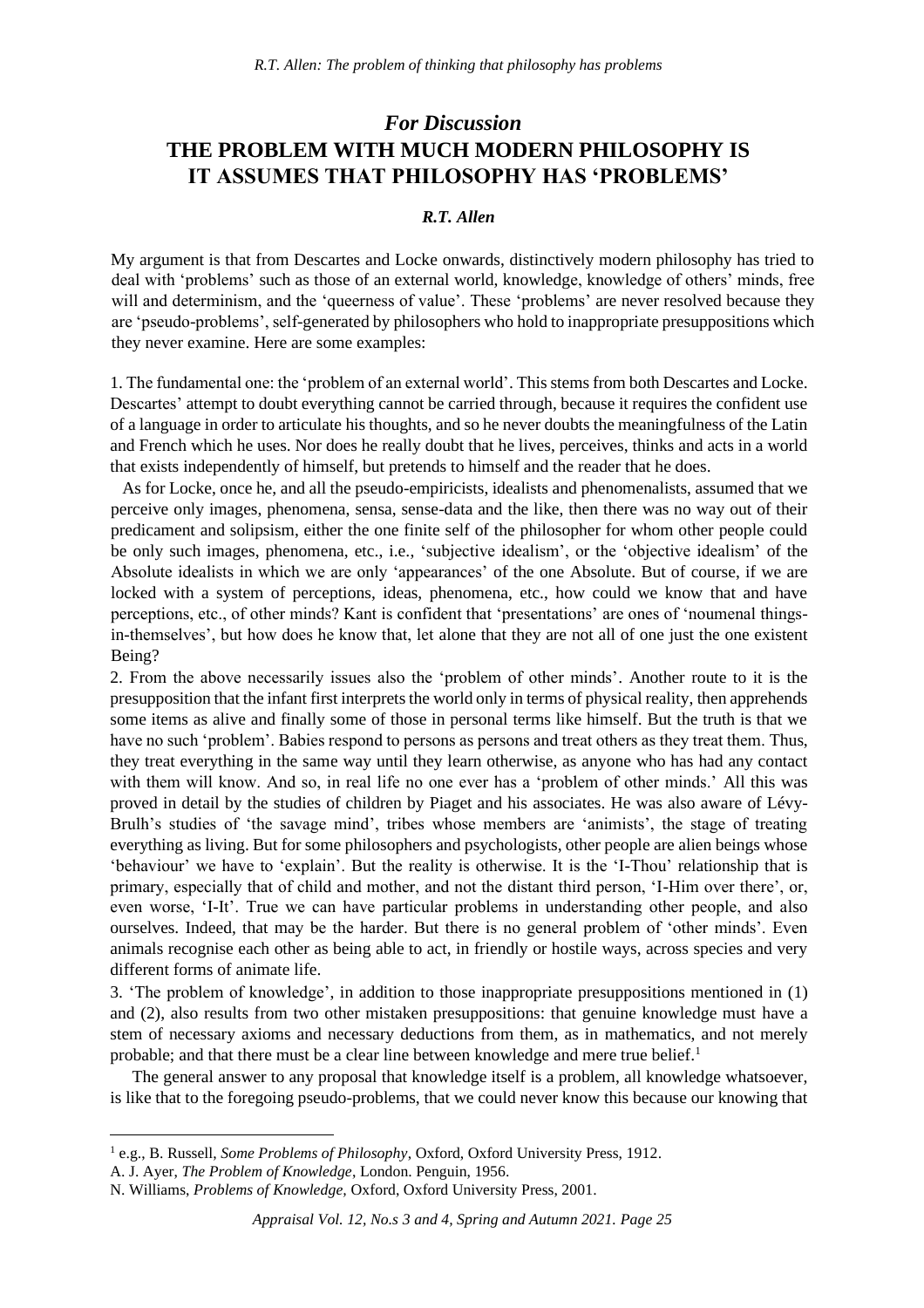## *For Discussion*
# THE PROBLEM WITH MUCH MODERN PHILOSOPHY IS IT ASSUMES THAT PHILOSOPHY HAS 'PROBLEMS'

### *R.T. Allen*

My argument is that from Descartes and Locke onwards, distinctively modern philosophy has tried to deal with 'problems' such as those of an external world, knowledge, knowledge of others' minds, free will and determinism, and the 'queerness of value'. These 'problems' are never resolved because they are 'pseudo-problems', self-generated by philosophers who hold to inappropriate presuppositions which they never examine. Here are some examples:

1. The fundamental one: the 'problem of an external world'. This stems from both Descartes and Locke. Descartes' attempt to doubt everything cannot be carried through, because it requires the confident use of a language in order to articulate his thoughts, and so he never doubts the meaningfulness of the Latin and French which he uses. Nor does he really doubt that he lives, perceives, thinks and acts in a world that exists independently of himself, but pretends to himself and the reader that he does.

As for Locke, once he, and all the pseudo-empiricists, idealists and phenomenalists, assumed that we perceive only images, phenomena, sensa, sense-data and the like, then there was no way out of their predicament and solipsism, either the one finite self of the philosopher for whom other people could be only such images, phenomena, etc., i.e., 'subjective idealism', or the 'objective idealism' of the Absolute idealists in which we are only 'appearances' of the one Absolute. But of course, if we are locked with a system of perceptions, ideas, phenomena, etc., how could we know that and have perceptions, etc., of other minds? Kant is confident that 'presentations' are ones of 'noumenal things-in-themselves', but how does he know that, let alone that they are not all of one just the one existent Being?

2. From the above necessarily issues also the 'problem of other minds'. Another route to it is the presupposition that the infant first interprets the world only in terms of physical reality, then apprehends some items as alive and finally some of those in personal terms like himself. But the truth is that we have no such 'problem'. Babies respond to persons as persons and treat others as they treat them. Thus, they treat everything in the same way until they learn otherwise, as anyone who has had any contact with them will know. And so, in real life no one ever has a 'problem of other minds.' All this was proved in detail by the studies of children by Piaget and his associates. He was also aware of Lévy-Bruhl's studies of 'the savage mind', tribes whose members are 'animists', the stage of treating everything as living. But for some philosophers and psychologists, other people are alien beings whose 'behaviour' we have to 'explain'. But the reality is otherwise. It is the 'I-Thou' relationship that is primary, especially that of child and mother, and not the distant third person, 'I-Him over there', or, even worse, 'I-It'. True we can have particular problems in understanding other people, and also ourselves. Indeed, that may be the harder. But there is no general problem of 'other minds'. Even animals recognise each other as being able to act, in friendly or hostile ways, across species and very different forms of animate life.

3. 'The problem of knowledge', in addition to those inappropriate presuppositions mentioned in (1) and (2), also results from two other mistaken presuppositions: that genuine knowledge must have a stem of necessary axioms and necessary deductions from them, as in mathematics, and not merely probable; and that there must be a clear line between knowledge and mere true belief.[1]

The general answer to any proposal that knowledge itself is a problem, all knowledge whatsoever, is like that to the foregoing pseudo-problems, that we could never know this because our knowing that

---

[1] e.g., B. Russell, *Some Problems of Philosophy*, Oxford, Oxford University Press, 1912.
A. J. Ayer, *The Problem of Knowledge*, London. Penguin, 1956.
N. Williams, *Problems of Knowledge*, Oxford, Oxford University Press, 2001.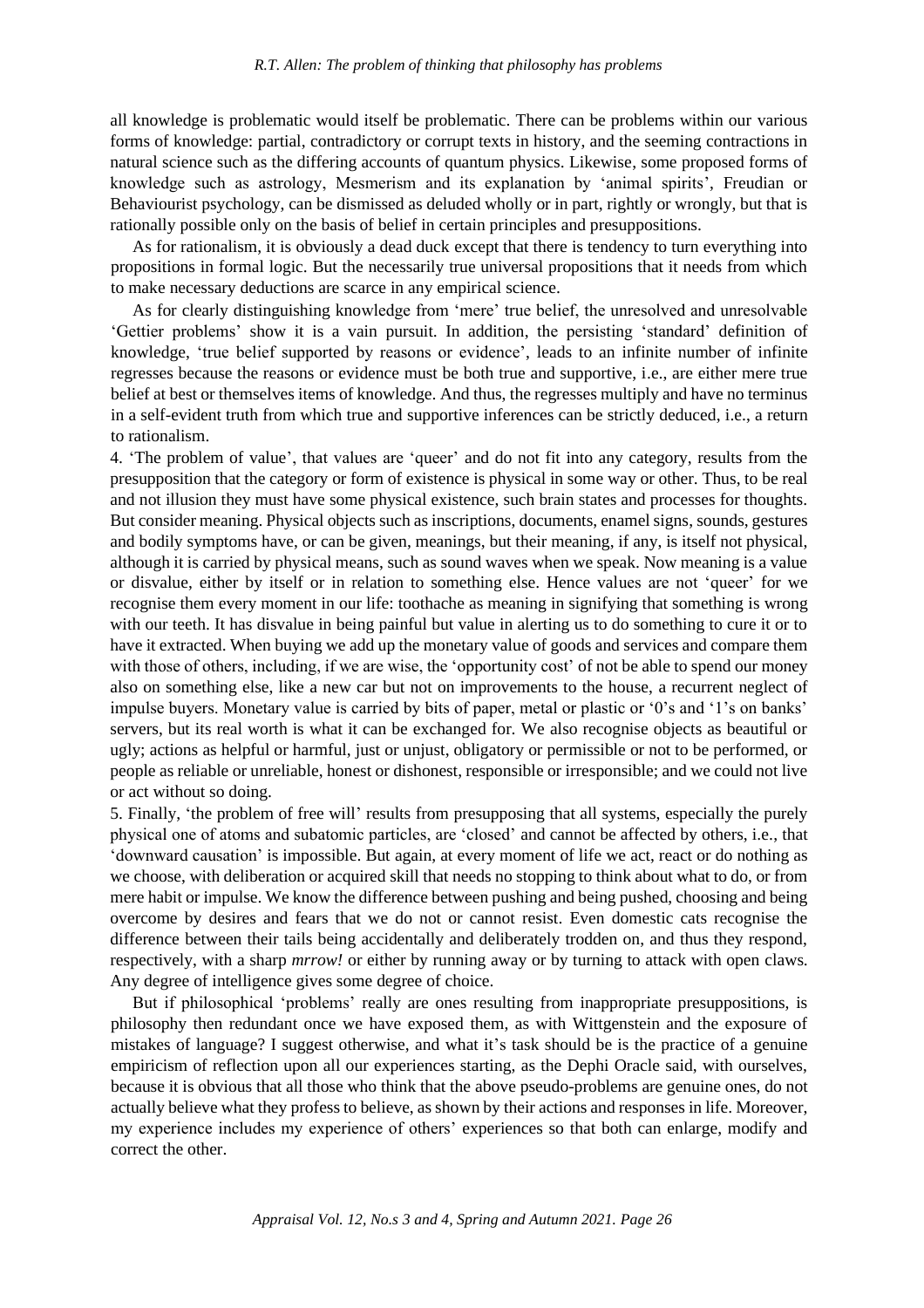all knowledge is problematic would itself be problematic. There can be problems within our various forms of knowledge: partial, contradictory or corrupt texts in history, and the seeming contractions in natural science such as the differing accounts of quantum physics. Likewise, some proposed forms of knowledge such as astrology, Mesmerism and its explanation by 'animal spirits', Freudian or Behaviourist psychology, can be dismissed as deluded wholly or in part, rightly or wrongly, but that is rationally possible only on the basis of belief in certain principles and presuppositions.

As for rationalism, it is obviously a dead duck except that there is tendency to turn everything into propositions in formal logic. But the necessarily true universal propositions that it needs from which to make necessary deductions are scarce in any empirical science.

As for clearly distinguishing knowledge from 'mere' true belief, the unresolved and unresolvable 'Gettier problems' show it is a vain pursuit. In addition, the persisting 'standard' definition of knowledge, 'true belief supported by reasons or evidence', leads to an infinite number of infinite regresses because the reasons or evidence must be both true and supportive, i.e., are either mere true belief at best or themselves items of knowledge. And thus, the regresses multiply and have no terminus in a self-evident truth from which true and supportive inferences can be strictly deduced, i.e., a return to rationalism.

4. 'The problem of value', that values are 'queer' and do not fit into any category, results from the presupposition that the category or form of existence is physical in some way or other. Thus, to be real and not illusion they must have some physical existence, such brain states and processes for thoughts. But consider meaning. Physical objects such as inscriptions, documents, enamel signs, sounds, gestures and bodily symptoms have, or can be given, meanings, but their meaning, if any, is itself not physical, although it is carried by physical means, such as sound waves when we speak. Now meaning is a value or disvalue, either by itself or in relation to something else. Hence values are not 'queer' for we recognise them every moment in our life: toothache as meaning in signifying that something is wrong with our teeth. It has disvalue in being painful but value in alerting us to do something to cure it or to have it extracted. When buying we add up the monetary value of goods and services and compare them with those of others, including, if we are wise, the 'opportunity cost' of not be able to spend our money also on something else, like a new car but not on improvements to the house, a recurrent neglect of impulse buyers. Monetary value is carried by bits of paper, metal or plastic or '0's and '1's on banks' servers, but its real worth is what it can be exchanged for. We also recognise objects as beautiful or ugly; actions as helpful or harmful, just or unjust, obligatory or permissible or not to be performed, or people as reliable or unreliable, honest or dishonest, responsible or irresponsible; and we could not live or act without so doing.

5. Finally, 'the problem of free will' results from presupposing that all systems, especially the purely physical one of atoms and subatomic particles, are 'closed' and cannot be affected by others, i.e., that 'downward causation' is impossible. But again, at every moment of life we act, react or do nothing as we choose, with deliberation or acquired skill that needs no stopping to think about what to do, or from mere habit or impulse. We know the difference between pushing and being pushed, choosing and being overcome by desires and fears that we do not or cannot resist. Even domestic cats recognise the difference between their tails being accidentally and deliberately trodden on, and thus they respond, respectively, with a sharp *mrrow!* or either by running away or by turning to attack with open claws. Any degree of intelligence gives some degree of choice.

But if philosophical 'problems' really are ones resulting from inappropriate presuppositions, is philosophy then redundant once we have exposed them, as with Wittgenstein and the exposure of mistakes of language? I suggest otherwise, and what it's task should be is the practice of a genuine empiricism of reflection upon all our experiences starting, as the Dephi Oracle said, with ourselves, because it is obvious that all those who think that the above pseudo-problems are genuine ones, do not actually believe what they profess to believe, as shown by their actions and responses in life. Moreover, my experience includes my experience of others' experiences so that both can enlarge, modify and correct the other.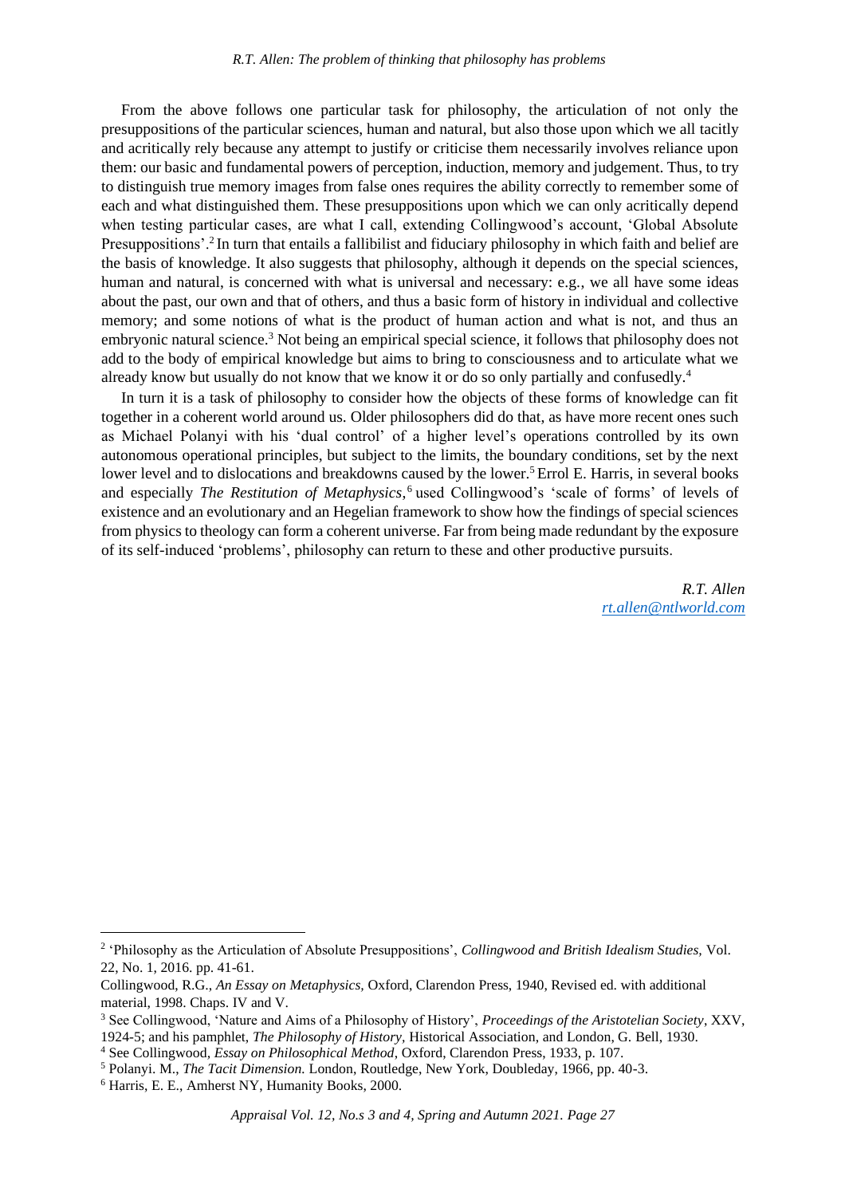From the above follows one particular task for philosophy, the articulation of not only the presuppositions of the particular sciences, human and natural, but also those upon which we all tacitly and acritically rely because any attempt to justify or criticise them necessarily involves reliance upon them: our basic and fundamental powers of perception, induction, memory and judgement. Thus, to try to distinguish true memory images from false ones requires the ability correctly to remember some of each and what distinguished them. These presuppositions upon which we can only acritically depend when testing particular cases, are what I call, extending Collingwood's account, 'Global Absolute Presuppositions'.[2] In turn that entails a fallibilist and fiduciary philosophy in which faith and belief are the basis of knowledge. It also suggests that philosophy, although it depends on the special sciences, human and natural, is concerned with what is universal and necessary: e.g., we all have some ideas about the past, our own and that of others, and thus a basic form of history in individual and collective memory; and some notions of what is the product of human action and what is not, and thus an embryonic natural science.[3] Not being an empirical special science, it follows that philosophy does not add to the body of empirical knowledge but aims to bring to consciousness and to articulate what we already know but usually do not know that we know it or do so only partially and confusedly.[4]

In turn it is a task of philosophy to consider how the objects of these forms of knowledge can fit together in a coherent world around us. Older philosophers did do that, as have more recent ones such as Michael Polanyi with his 'dual control' of a higher level's operations controlled by its own autonomous operational principles, but subject to the limits, the boundary conditions, set by the next lower level and to dislocations and breakdowns caused by the lower.[5] Errol E. Harris, in several books and especially *The Restitution of Metaphysics*,[6] used Collingwood's 'scale of forms' of levels of existence and an evolutionary and an Hegelian framework to show how the findings of special sciences from physics to theology can form a coherent universe. Far from being made redundant by the exposure of its self-induced 'problems', philosophy can return to these and other productive pursuits.

*R.T. Allen*
*rt.allen@ntlworld.com*

---

[2] 'Philosophy as the Articulation of Absolute Presuppositions', *Collingwood and British Idealism Studies,* Vol. 22, No. 1, 2016. pp. 41-61.

Collingwood, R.G., *An Essay on Metaphysics,* Oxford, Clarendon Press, 1940, Revised ed. with additional material, 1998. Chaps. IV and V.

[3] See Collingwood, 'Nature and Aims of a Philosophy of History', *Proceedings of the Aristotelian Society,* XXV, 1924-5; and his pamphlet, *The Philosophy of History,* Historical Association, and London, G. Bell, 1930.

[4] See Collingwood, *Essay on Philosophical Method,* Oxford, Clarendon Press, 1933, p. 107.

[5] Polanyi. M., *The Tacit Dimension.* London, Routledge, New York, Doubleday, 1966, pp. 40-3.

[6] Harris, E. E., Amherst NY, Humanity Books, 2000.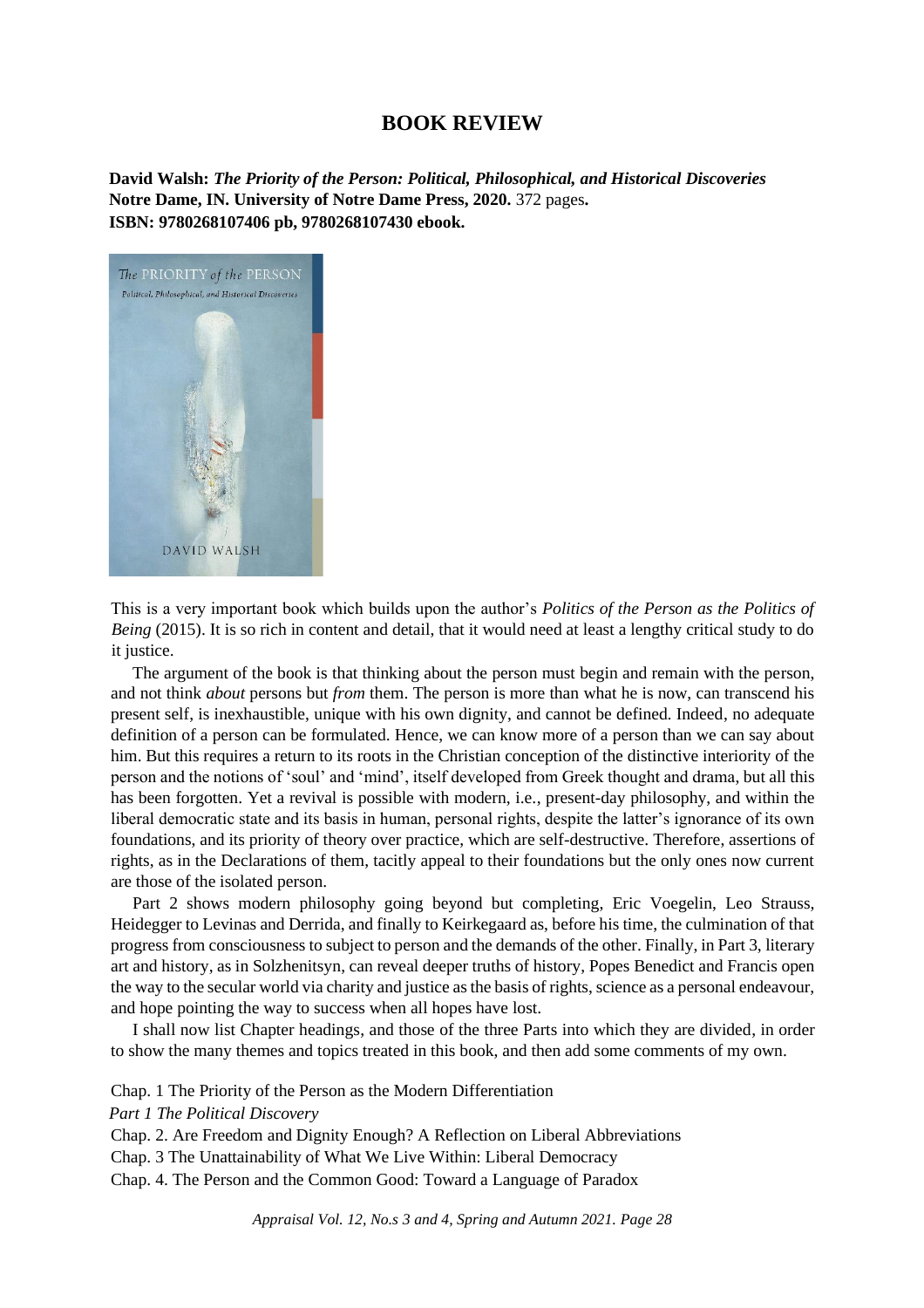# BOOK REVIEW

**David Walsh: *The Priority of the Person: Political, Philosophical, and Historical Discoveries***
**Notre Dame, IN. University of Notre Dame Press, 2020.** 372 pages**.**
**ISBN: 9780268107406 pb, 9780268107430 ebook.**

This is a very important book which builds upon the author's *Politics of the Person as the Politics of Being* (2015). It is so rich in content and detail, that it would need at least a lengthy critical study to do it justice.

The argument of the book is that thinking about the person must begin and remain with the person, and not think *about* persons but *from* them. The person is more than what he is now, can transcend his present self, is inexhaustible, unique with his own dignity, and cannot be defined. Indeed, no adequate definition of a person can be formulated. Hence, we can know more of a person than we can say about him. But this requires a return to its roots in the Christian conception of the distinctive interiority of the person and the notions of 'soul' and 'mind', itself developed from Greek thought and drama, but all this has been forgotten. Yet a revival is possible with modern, i.e., present-day philosophy, and within the liberal democratic state and its basis in human, personal rights, despite the latter's ignorance of its own foundations, and its priority of theory over practice, which are self-destructive. Therefore, assertions of rights, as in the Declarations of them, tacitly appeal to their foundations but the only ones now current are those of the isolated person.

Part 2 shows modern philosophy going beyond but completing, Eric Voegelin, Leo Strauss, Heidegger to Levinas and Derrida, and finally to Keirkegaard as, before his time, the culmination of that progress from consciousness to subject to person and the demands of the other. Finally, in Part 3, literary art and history, as in Solzhenitsyn, can reveal deeper truths of history, Popes Benedict and Francis open the way to the secular world via charity and justice as the basis of rights, science as a personal endeavour, and hope pointing the way to success when all hopes have lost.

I shall now list Chapter headings, and those of the three Parts into which they are divided, in order to show the many themes and topics treated in this book, and then add some comments of my own.

Chap. 1 The Priority of the Person as the Modern Differentiation

*Part 1 The Political Discovery*

Chap. 2. Are Freedom and Dignity Enough? A Reflection on Liberal Abbreviations

Chap. 3 The Unattainability of What We Live Within: Liberal Democracy

Chap. 4. The Person and the Common Good: Toward a Language of Paradox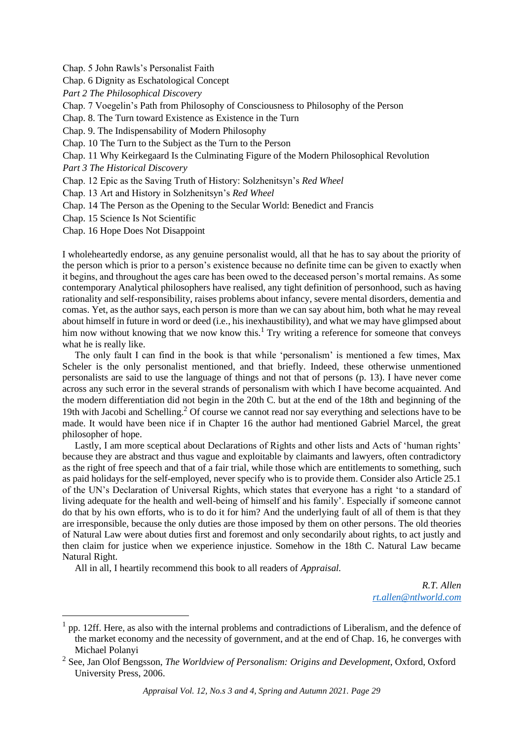Chap. 5 John Rawls's Personalist Faith

Chap. 6 Dignity as Eschatological Concept

*Part 2 The Philosophical Discovery*

Chap. 7 Voegelin's Path from Philosophy of Consciousness to Philosophy of the Person

Chap. 8. The Turn toward Existence as Existence in the Turn

Chap. 9. The Indispensability of Modern Philosophy

Chap. 10 The Turn to the Subject as the Turn to the Person

Chap. 11 Why Keirkegaard Is the Culminating Figure of the Modern Philosophical Revolution

*Part 3 The Historical Discovery*

Chap. 12 Epic as the Saving Truth of History: Solzhenitsyn's *Red Wheel*

Chap. 13 Art and History in Solzhenitsyn's *Red Wheel*

Chap. 14 The Person as the Opening to the Secular World: Benedict and Francis

Chap. 15 Science Is Not Scientific

Chap. 16 Hope Does Not Disappoint

I wholeheartedly endorse, as any genuine personalist would, all that he has to say about the priority of the person which is prior to a person's existence because no definite time can be given to exactly when it begins, and throughout the ages care has been owed to the deceased person's mortal remains. As some contemporary Analytical philosophers have realised, any tight definition of personhood, such as having rationality and self-responsibility, raises problems about infancy, severe mental disorders, dementia and comas. Yet, as the author says, each person is more than we can say about him, both what he may reveal about himself in future in word or deed (i.e., his inexhaustibility), and what we may have glimpsed about him now without knowing that we now know this.[1] Try writing a reference for someone that conveys what he is really like.

The only fault I can find in the book is that while 'personalism' is mentioned a few times, Max Scheler is the only personalist mentioned, and that briefly. Indeed, these otherwise unmentioned personalists are said to use the language of things and not that of persons (p. 13). I have never come across any such error in the several strands of personalism with which I have become acquainted. And the modern differentiation did not begin in the 20th C. but at the end of the 18th and beginning of the 19th with Jacobi and Schelling.[2] Of course we cannot read nor say everything and selections have to be made. It would have been nice if in Chapter 16 the author had mentioned Gabriel Marcel, the great philosopher of hope.

Lastly, I am more sceptical about Declarations of Rights and other lists and Acts of 'human rights' because they are abstract and thus vague and exploitable by claimants and lawyers, often contradictory as the right of free speech and that of a fair trial, while those which are entitlements to something, such as paid holidays for the self-employed, never specify who is to provide them. Consider also Article 25.1 of the UN's Declaration of Universal Rights, which states that everyone has a right 'to a standard of living adequate for the health and well-being of himself and his family'. Especially if someone cannot do that by his own efforts, who is to do it for him? And the underlying fault of all of them is that they are irresponsible, because the only duties are those imposed by them on other persons. The old theories of Natural Law were about duties first and foremost and only secondarily about rights, to act justly and then claim for justice when we experience injustice. Somehow in the 18th C. Natural Law became Natural Right.

All in all, I heartily recommend this book to all readers of *Appraisal.*

*R.T. Allen*
*rt.allen@ntlworld.com*

---

[1] pp. 12ff. Here, as also with the internal problems and contradictions of Liberalism, and the defence of the market economy and the necessity of government, and at the end of Chap. 16, he converges with Michael Polanyi

[2] See, Jan Olof Bengsson, *The Worldview of Personalism: Origins and Development*, Oxford, Oxford University Press, 2006.